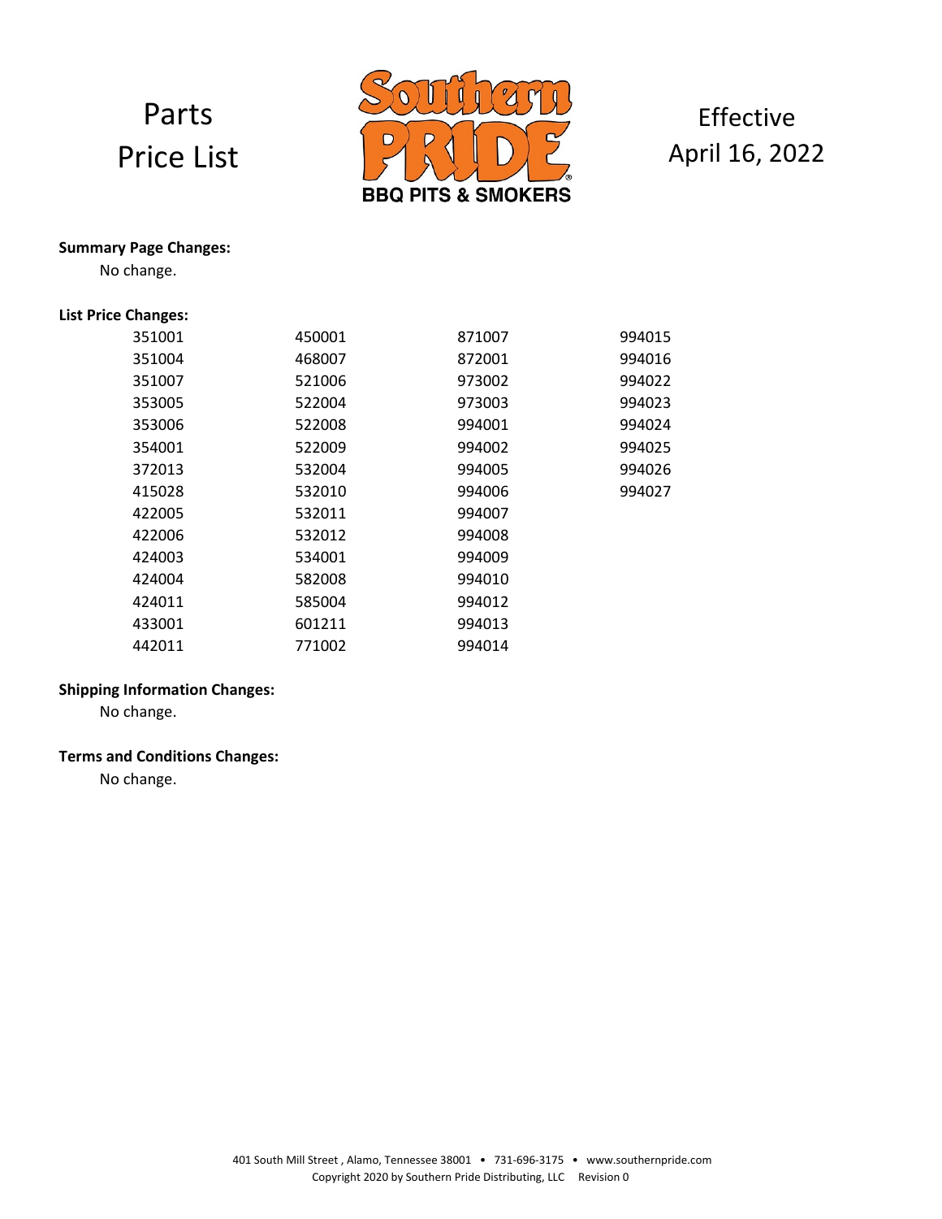# Parts Price List

Southern PRIDE BBQ PITS & SMOKERS

Effective April 16, 2022

**Summary Page Changes:**

No change.

**List Price Changes:**

| | | | |
|---|---|---|---|
| 351001 | 450001 | 871007 | 994015 |
| 351004 | 468007 | 872001 | 994016 |
| 351007 | 521006 | 973002 | 994022 |
| 353005 | 522004 | 973003 | 994023 |
| 353006 | 522008 | 994001 | 994024 |
| 354001 | 522009 | 994002 | 994025 |
| 372013 | 532004 | 994005 | 994026 |
| 415028 | 532010 | 994006 | 994027 |
| 422005 | 532011 | 994007 | |
| 422006 | 532012 | 994008 | |
| 424003 | 534001 | 994009 | |
| 424004 | 582008 | 994010 | |
| 424011 | 585004 | 994012 | |
| 433001 | 601211 | 994013 | |
| 442011 | 771002 | 994014 | |

**Shipping Information Changes:**

No change.

**Terms and Conditions Changes:**

No change.

401 South Mill Street , Alamo, Tennessee 38001 • 731-696-3175 • www.southernpride.com
Copyright 2020 by Southern Pride Distributing, LLC Revision 0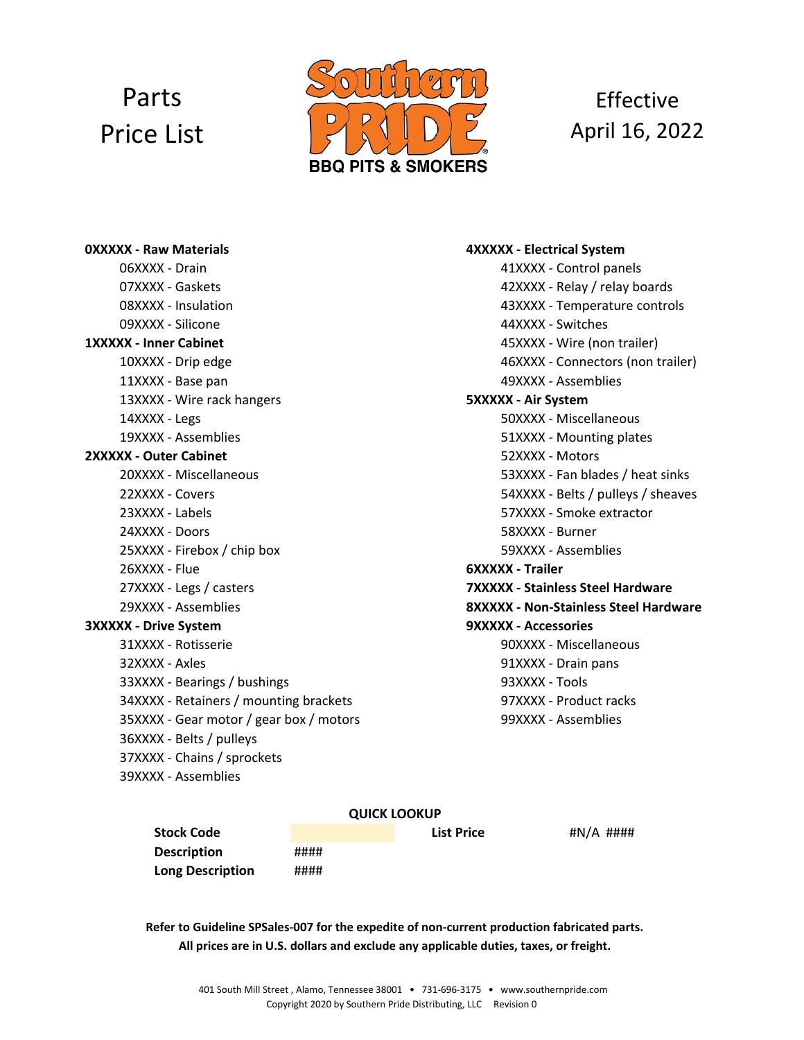# Parts Price List

**Southern PRIDE** BBQ PITS & SMOKERS

Effective April 16, 2022

**0XXXXX - Raw Materials**
- 06XXXX - Drain
- 07XXXX - Gaskets
- 08XXXX - Insulation
- 09XXXX - Silicone

**1XXXXX - Inner Cabinet**
- 10XXXX - Drip edge
- 11XXXX - Base pan
- 13XXXX - Wire rack hangers
- 14XXXX - Legs
- 19XXXX - Assemblies

**2XXXXX - Outer Cabinet**
- 20XXXX - Miscellaneous
- 22XXXX - Covers
- 23XXXX - Labels
- 24XXXX - Doors
- 25XXXX - Firebox / chip box
- 26XXXX - Flue
- 27XXXX - Legs / casters
- 29XXXX - Assemblies

**3XXXXX - Drive System**
- 31XXXX - Rotisserie
- 32XXXX - Axles
- 33XXXX - Bearings / bushings
- 34XXXX - Retainers / mounting brackets
- 35XXXX - Gear motor / gear box / motors
- 36XXXX - Belts / pulleys
- 37XXXX - Chains / sprockets
- 39XXXX - Assemblies

**4XXXXX - Electrical System**
- 41XXXX - Control panels
- 42XXXX - Relay / relay boards
- 43XXXX - Temperature controls
- 44XXXX - Switches
- 45XXXX - Wire (non trailer)
- 46XXXX - Connectors (non trailer)
- 49XXXX - Assemblies

**5XXXXX - Air System**
- 50XXXX - Miscellaneous
- 51XXXX - Mounting plates
- 52XXXX - Motors
- 53XXXX - Fan blades / heat sinks
- 54XXXX - Belts / pulleys / sheaves
- 57XXXX - Smoke extractor
- 58XXXX - Burner
- 59XXXX - Assemblies

**6XXXXX - Trailer**

**7XXXXX - Stainless Steel Hardware**

**8XXXXX - Non-Stainless Steel Hardware**

**9XXXXX - Accessories**
- 90XXXX - Miscellaneous
- 91XXXX - Drain pans
- 93XXXX - Tools
- 97XXXX - Product racks
- 99XXXX - Assemblies

**QUICK LOOKUP**

| | | | |
|---|---|---|---|
| **Stock Code** | | **List Price** | #N/A #### |
| **Description** | #### | | |
| **Long Description** | #### | | |

**Refer to Guideline SPSales-007 for the expedite of non-current production fabricated parts.**
**All prices are in U.S. dollars and exclude any applicable duties, taxes, or freight.**

401 South Mill Street , Alamo, Tennessee 38001 • 731-696-3175 • www.southernpride.com
Copyright 2020 by Southern Pride Distributing, LLC Revision 0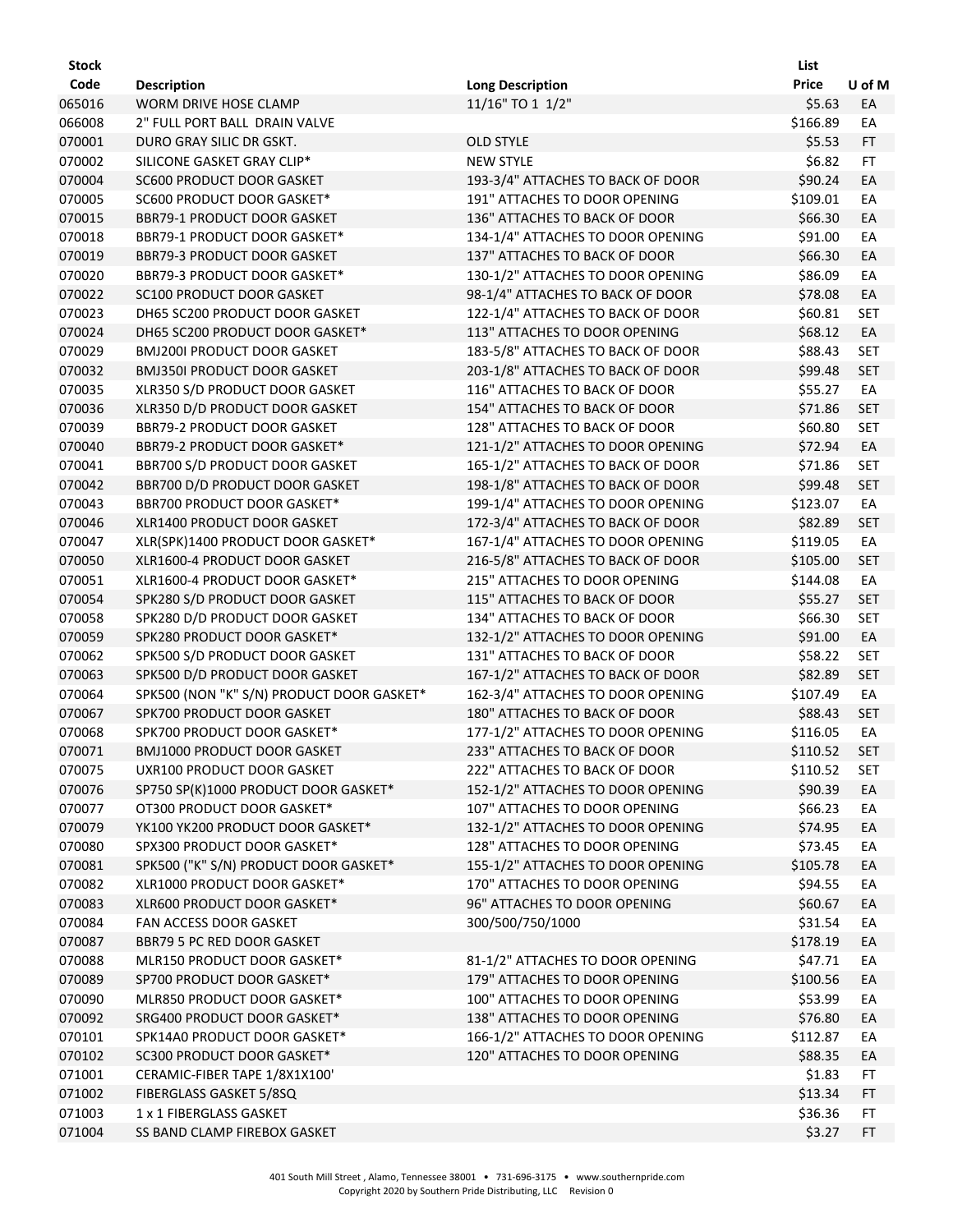| Stock Code | Description | Long Description | List Price | U of M |
|---|---|---|---|---|
| 065016 | WORM DRIVE HOSE CLAMP | 11/16" TO 1 1/2" | $5.63 | EA |
| 066008 | 2" FULL PORT BALL DRAIN VALVE | | $166.89 | EA |
| 070001 | DURO GRAY SILIC DR GSKT. | OLD STYLE | $5.53 | FT |
| 070002 | SILICONE GASKET GRAY CLIP* | NEW STYLE | $6.82 | FT |
| 070004 | SC600 PRODUCT DOOR GASKET | 193-3/4" ATTACHES TO BACK OF DOOR | $90.24 | EA |
| 070005 | SC600 PRODUCT DOOR GASKET* | 191" ATTACHES TO DOOR OPENING | $109.01 | EA |
| 070015 | BBR79-1 PRODUCT DOOR GASKET | 136" ATTACHES TO BACK OF DOOR | $66.30 | EA |
| 070018 | BBR79-1 PRODUCT DOOR GASKET* | 134-1/4" ATTACHES TO DOOR OPENING | $91.00 | EA |
| 070019 | BBR79-3 PRODUCT DOOR GASKET | 137" ATTACHES TO BACK OF DOOR | $66.30 | EA |
| 070020 | BBR79-3 PRODUCT DOOR GASKET* | 130-1/2" ATTACHES TO DOOR OPENING | $86.09 | EA |
| 070022 | SC100 PRODUCT DOOR GASKET | 98-1/4" ATTACHES TO BACK OF DOOR | $78.08 | EA |
| 070023 | DH65 SC200 PRODUCT DOOR GASKET | 122-1/4" ATTACHES TO BACK OF DOOR | $60.81 | SET |
| 070024 | DH65 SC200 PRODUCT DOOR GASKET* | 113" ATTACHES TO DOOR OPENING | $68.12 | EA |
| 070029 | BMJ200I PRODUCT DOOR GASKET | 183-5/8" ATTACHES TO BACK OF DOOR | $88.43 | SET |
| 070032 | BMJ350I PRODUCT DOOR GASKET | 203-1/8" ATTACHES TO BACK OF DOOR | $99.48 | SET |
| 070035 | XLR350 S/D PRODUCT DOOR GASKET | 116" ATTACHES TO BACK OF DOOR | $55.27 | EA |
| 070036 | XLR350 D/D PRODUCT DOOR GASKET | 154" ATTACHES TO BACK OF DOOR | $71.86 | SET |
| 070039 | BBR79-2 PRODUCT DOOR GASKET | 128" ATTACHES TO BACK OF DOOR | $60.80 | SET |
| 070040 | BBR79-2 PRODUCT DOOR GASKET* | 121-1/2" ATTACHES TO DOOR OPENING | $72.94 | EA |
| 070041 | BBR700 S/D PRODUCT DOOR GASKET | 165-1/2" ATTACHES TO BACK OF DOOR | $71.86 | SET |
| 070042 | BBR700 D/D PRODUCT DOOR GASKET | 198-1/8" ATTACHES TO BACK OF DOOR | $99.48 | SET |
| 070043 | BBR700 PRODUCT DOOR GASKET* | 199-1/4" ATTACHES TO DOOR OPENING | $123.07 | EA |
| 070046 | XLR1400 PRODUCT DOOR GASKET | 172-3/4" ATTACHES TO BACK OF DOOR | $82.89 | SET |
| 070047 | XLR(SPK)1400 PRODUCT DOOR GASKET* | 167-1/4" ATTACHES TO DOOR OPENING | $119.05 | EA |
| 070050 | XLR1600-4 PRODUCT DOOR GASKET | 216-5/8" ATTACHES TO BACK OF DOOR | $105.00 | SET |
| 070051 | XLR1600-4 PRODUCT DOOR GASKET* | 215" ATTACHES TO DOOR OPENING | $144.08 | EA |
| 070054 | SPK280 S/D PRODUCT DOOR GASKET | 115" ATTACHES TO BACK OF DOOR | $55.27 | SET |
| 070058 | SPK280 D/D PRODUCT DOOR GASKET | 134" ATTACHES TO BACK OF DOOR | $66.30 | SET |
| 070059 | SPK280 PRODUCT DOOR GASKET* | 132-1/2" ATTACHES TO DOOR OPENING | $91.00 | EA |
| 070062 | SPK500 S/D PRODUCT DOOR GASKET | 131" ATTACHES TO BACK OF DOOR | $58.22 | SET |
| 070063 | SPK500 D/D PRODUCT DOOR GASKET | 167-1/2" ATTACHES TO BACK OF DOOR | $82.89 | SET |
| 070064 | SPK500 (NON "K" S/N) PRODUCT DOOR GASKET* | 162-3/4" ATTACHES TO DOOR OPENING | $107.49 | EA |
| 070067 | SPK700 PRODUCT DOOR GASKET | 180" ATTACHES TO BACK OF DOOR | $88.43 | SET |
| 070068 | SPK700 PRODUCT DOOR GASKET* | 177-1/2" ATTACHES TO DOOR OPENING | $116.05 | EA |
| 070071 | BMJ1000 PRODUCT DOOR GASKET | 233" ATTACHES TO BACK OF DOOR | $110.52 | SET |
| 070075 | UXR100 PRODUCT DOOR GASKET | 222" ATTACHES TO BACK OF DOOR | $110.52 | SET |
| 070076 | SP750 SP(K)1000 PRODUCT DOOR GASKET* | 152-1/2" ATTACHES TO DOOR OPENING | $90.39 | EA |
| 070077 | OT300 PRODUCT DOOR GASKET* | 107" ATTACHES TO DOOR OPENING | $66.23 | EA |
| 070079 | YK100 YK200 PRODUCT DOOR GASKET* | 132-1/2" ATTACHES TO DOOR OPENING | $74.95 | EA |
| 070080 | SPX300 PRODUCT DOOR GASKET* | 128" ATTACHES TO DOOR OPENING | $73.45 | EA |
| 070081 | SPK500 ("K" S/N) PRODUCT DOOR GASKET* | 155-1/2" ATTACHES TO DOOR OPENING | $105.78 | EA |
| 070082 | XLR1000 PRODUCT DOOR GASKET* | 170" ATTACHES TO DOOR OPENING | $94.55 | EA |
| 070083 | XLR600 PRODUCT DOOR GASKET* | 96" ATTACHES TO DOOR OPENING | $60.67 | EA |
| 070084 | FAN ACCESS DOOR GASKET | 300/500/750/1000 | $31.54 | EA |
| 070087 | BBR79 5 PC RED DOOR GASKET | | $178.19 | EA |
| 070088 | MLR150 PRODUCT DOOR GASKET* | 81-1/2" ATTACHES TO DOOR OPENING | $47.71 | EA |
| 070089 | SP700 PRODUCT DOOR GASKET* | 179" ATTACHES TO DOOR OPENING | $100.56 | EA |
| 070090 | MLR850 PRODUCT DOOR GASKET* | 100" ATTACHES TO DOOR OPENING | $53.99 | EA |
| 070092 | SRG400 PRODUCT DOOR GASKET* | 138" ATTACHES TO DOOR OPENING | $76.80 | EA |
| 070101 | SPK14A0 PRODUCT DOOR GASKET* | 166-1/2" ATTACHES TO DOOR OPENING | $112.87 | EA |
| 070102 | SC300 PRODUCT DOOR GASKET* | 120" ATTACHES TO DOOR OPENING | $88.35 | EA |
| 071001 | CERAMIC-FIBER TAPE 1/8X1X100' | | $1.83 | FT |
| 071002 | FIBERGLASS GASKET 5/8SQ | | $13.34 | FT |
| 071003 | 1 x 1 FIBERGLASS GASKET | | $36.36 | FT |
| 071004 | SS BAND CLAMP FIREBOX GASKET | | $3.27 | FT |

401 South Mill Street , Alamo, Tennessee 38001 • 731-696-3175 • www.southernpride.com
Copyright 2020 by Southern Pride Distributing, LLC Revision 0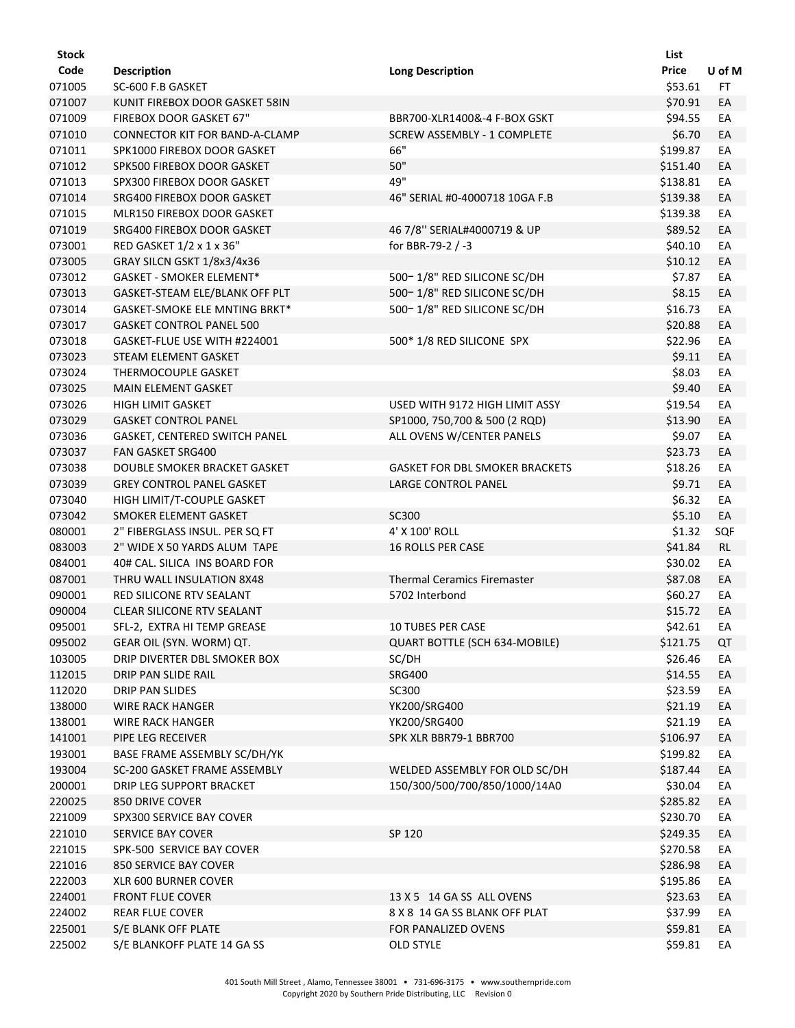| Stock Code | Description | Long Description | List Price | U of M |
|---|---|---|---|---|
| 071005 | SC-600 F.B GASKET | | $53.61 | FT |
| 071007 | KUNIT FIREBOX DOOR GASKET 58IN | | $70.91 | EA |
| 071009 | FIREBOX DOOR GASKET 67" | BBR700-XLR1400&-4 F-BOX GSKT | $94.55 | EA |
| 071010 | CONNECTOR KIT FOR BAND-A-CLAMP | SCREW ASSEMBLY - 1 COMPLETE | $6.70 | EA |
| 071011 | SPK1000 FIREBOX DOOR GASKET | 66" | $199.87 | EA |
| 071012 | SPK500 FIREBOX DOOR GASKET | 50" | $151.40 | EA |
| 071013 | SPX300 FIREBOX DOOR GASKET | 49" | $138.81 | EA |
| 071014 | SRG400 FIREBOX DOOR GASKET | 46" SERIAL #0-4000718 10GA F.B | $139.38 | EA |
| 071015 | MLR150 FIREBOX DOOR GASKET | | $139.38 | EA |
| 071019 | SRG400 FIREBOX DOOR GASKET | 46 7/8'' SERIAL#4000719 & UP | $89.52 | EA |
| 073001 | RED GASKET 1/2 x 1 x 36" | for BBR-79-2 / -3 | $40.10 | EA |
| 073005 | GRAY SILCN GSKT 1/8x3/4x36 | | $10.12 | EA |
| 073012 | GASKET - SMOKER ELEMENT* | 500– 1/8" RED SILICONE SC/DH | $7.87 | EA |
| 073013 | GASKET-STEAM ELE/BLANK OFF PLT | 500– 1/8" RED SILICONE SC/DH | $8.15 | EA |
| 073014 | GASKET-SMOKE ELE MNTING BRKT* | 500– 1/8" RED SILICONE SC/DH | $16.73 | EA |
| 073017 | GASKET CONTROL PANEL 500 | | $20.88 | EA |
| 073018 | GASKET-FLUE USE WITH #224001 | 500* 1/8 RED SILICONE SPX | $22.96 | EA |
| 073023 | STEAM ELEMENT GASKET | | $9.11 | EA |
| 073024 | THERMOCOUPLE GASKET | | $8.03 | EA |
| 073025 | MAIN ELEMENT GASKET | | $9.40 | EA |
| 073026 | HIGH LIMIT GASKET | USED WITH 9172 HIGH LIMIT ASSY | $19.54 | EA |
| 073029 | GASKET CONTROL PANEL | SP1000, 750,700 & 500 (2 RQD) | $13.90 | EA |
| 073036 | GASKET, CENTERED SWITCH PANEL | ALL OVENS W/CENTER PANELS | $9.07 | EA |
| 073037 | FAN GASKET SRG400 | | $23.73 | EA |
| 073038 | DOUBLE SMOKER BRACKET GASKET | GASKET FOR DBL SMOKER BRACKETS | $18.26 | EA |
| 073039 | GREY CONTROL PANEL GASKET | LARGE CONTROL PANEL | $9.71 | EA |
| 073040 | HIGH LIMIT/T-COUPLE GASKET | | $6.32 | EA |
| 073042 | SMOKER ELEMENT GASKET | SC300 | $5.10 | EA |
| 080001 | 2" FIBERGLASS INSUL. PER SQ FT | 4' X 100' ROLL | $1.32 | SQF |
| 083003 | 2" WIDE X 50 YARDS ALUM TAPE | 16 ROLLS PER CASE | $41.84 | RL |
| 084001 | 40# CAL. SILICA INS BOARD FOR | | $30.02 | EA |
| 087001 | THRU WALL INSULATION 8X48 | Thermal Ceramics Firemaster | $87.08 | EA |
| 090001 | RED SILICONE RTV SEALANT | 5702 Interbond | $60.27 | EA |
| 090004 | CLEAR SILICONE RTV SEALANT | | $15.72 | EA |
| 095001 | SFL-2, EXTRA HI TEMP GREASE | 10 TUBES PER CASE | $42.61 | EA |
| 095002 | GEAR OIL (SYN. WORM) QT. | QUART BOTTLE (SCH 634-MOBILE) | $121.75 | QT |
| 103005 | DRIP DIVERTER DBL SMOKER BOX | SC/DH | $26.46 | EA |
| 112015 | DRIP PAN SLIDE RAIL | SRG400 | $14.55 | EA |
| 112020 | DRIP PAN SLIDES | SC300 | $23.59 | EA |
| 138000 | WIRE RACK HANGER | YK200/SRG400 | $21.19 | EA |
| 138001 | WIRE RACK HANGER | YK200/SRG400 | $21.19 | EA |
| 141001 | PIPE LEG RECEIVER | SPK XLR BBR79-1 BBR700 | $106.97 | EA |
| 193001 | BASE FRAME ASSEMBLY SC/DH/YK | | $199.82 | EA |
| 193004 | SC-200 GASKET FRAME ASSEMBLY | WELDED ASSEMBLY FOR OLD SC/DH | $187.44 | EA |
| 200001 | DRIP LEG SUPPORT BRACKET | 150/300/500/700/850/1000/14A0 | $30.04 | EA |
| 220025 | 850 DRIVE COVER | | $285.82 | EA |
| 221009 | SPX300 SERVICE BAY COVER | | $230.70 | EA |
| 221010 | SERVICE BAY COVER | SP 120 | $249.35 | EA |
| 221015 | SPK-500 SERVICE BAY COVER | | $270.58 | EA |
| 221016 | 850 SERVICE BAY COVER | | $286.98 | EA |
| 222003 | XLR 600 BURNER COVER | | $195.86 | EA |
| 224001 | FRONT FLUE COVER | 13 X 5 14 GA SS ALL OVENS | $23.63 | EA |
| 224002 | REAR FLUE COVER | 8 X 8 14 GA SS BLANK OFF PLAT | $37.99 | EA |
| 225001 | S/E BLANK OFF PLATE | FOR PANALIZED OVENS | $59.81 | EA |
| 225002 | S/E BLANKOFF PLATE 14 GA SS | OLD STYLE | $59.81 | EA |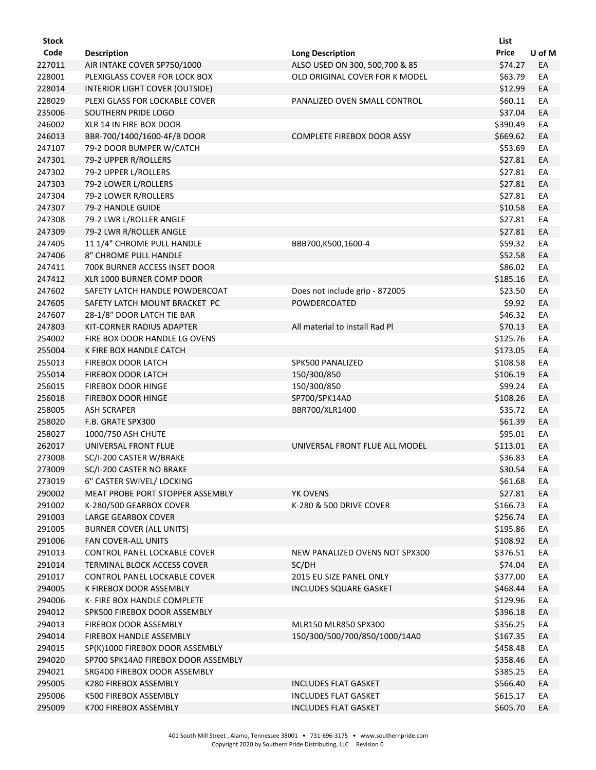| Stock Code | Description | Long Description | List Price | U of M |
|---|---|---|---|---|
| 227011 | AIR INTAKE COVER SP750/1000 | ALSO USED ON 300, 500,700 & 85 | $74.27 | EA |
| 228001 | PLEXIGLASS COVER FOR LOCK BOX | OLD ORIGINAL COVER FOR K MODEL | $63.79 | EA |
| 228014 | INTERIOR LIGHT COVER (OUTSIDE) | | $12.99 | EA |
| 228029 | PLEXI GLASS FOR LOCKABLE COVER | PANALIZED OVEN SMALL CONTROL | $60.11 | EA |
| 235006 | SOUTHERN PRIDE LOGO | | $37.04 | EA |
| 246002 | XLR 14 IN FIRE BOX DOOR | | $390.49 | EA |
| 246013 | BBR-700/1400/1600-4F/B DOOR | COMPLETE FIREBOX DOOR ASSY | $669.62 | EA |
| 247107 | 79-2 DOOR BUMPER W/CATCH | | $53.69 | EA |
| 247301 | 79-2 UPPER R/ROLLERS | | $27.81 | EA |
| 247302 | 79-2 UPPER L/ROLLERS | | $27.81 | EA |
| 247303 | 79-2 LOWER L/ROLLERS | | $27.81 | EA |
| 247304 | 79-2 LOWER R/ROLLERS | | $27.81 | EA |
| 247307 | 79-2 HANDLE GUIDE | | $10.58 | EA |
| 247308 | 79-2 LWR L/ROLLER ANGLE | | $27.81 | EA |
| 247309 | 79-2 LWR R/ROLLER ANGLE | | $27.81 | EA |
| 247405 | 11 1/4" CHROME PULL HANDLE | BBB700,K500,1600-4 | $59.32 | EA |
| 247406 | 8" CHROME PULL HANDLE | | $52.58 | EA |
| 247411 | 700K BURNER ACCESS INSET DOOR | | $86.02 | EA |
| 247412 | XLR 1000 BURNER COMP DOOR | | $185.16 | EA |
| 247602 | SAFETY LATCH HANDLE POWDERCOAT | Does not include grip - 872005 | $23.50 | EA |
| 247605 | SAFETY LATCH MOUNT BRACKET PC | POWDERCOATED | $9.92 | EA |
| 247607 | 28-1/8" DOOR LATCH TIE BAR | | $46.32 | EA |
| 247803 | KIT-CORNER RADIUS ADAPTER | All material to install Rad Pl | $70.13 | EA |
| 254002 | FIRE BOX DOOR HANDLE LG OVENS | | $125.76 | EA |
| 255004 | K FIRE BOX HANDLE CATCH | | $173.05 | EA |
| 255013 | FIREBOX DOOR LATCH | SPK500 PANALIZED | $108.58 | EA |
| 255014 | FIREBOX DOOR LATCH | 150/300/850 | $106.19 | EA |
| 256015 | FIREBOX DOOR HINGE | 150/300/850 | $99.24 | EA |
| 256018 | FIREBOX DOOR HINGE | SP700/SPK14A0 | $108.26 | EA |
| 258005 | ASH SCRAPER | BBR700/XLR1400 | $35.72 | EA |
| 258020 | F.B. GRATE SPX300 | | $61.39 | EA |
| 258027 | 1000/750 ASH CHUTE | | $95.01 | EA |
| 262017 | UNIVERSAL FRONT FLUE | UNIVERSAL FRONT FLUE ALL MODEL | $113.01 | EA |
| 273008 | SC/I-200 CASTER W/BRAKE | | $36.83 | EA |
| 273009 | SC/I-200 CASTER NO BRAKE | | $30.54 | EA |
| 273019 | 6" CASTER SWIVEL/ LOCKING | | $61.68 | EA |
| 290002 | MEAT PROBE PORT STOPPER ASSEMBLY | YK OVENS | $27.81 | EA |
| 291002 | K-280/500 GEARBOX COVER | K-280 & 500 DRIVE COVER | $166.73 | EA |
| 291003 | LARGE GEARBOX COVER | | $256.74 | EA |
| 291005 | BURNER COVER (ALL UNITS) | | $195.86 | EA |
| 291006 | FAN COVER-ALL UNITS | | $108.92 | EA |
| 291013 | CONTROL PANEL LOCKABLE COVER | NEW PANALIZED OVENS NOT SPX300 | $376.51 | EA |
| 291014 | TERMINAL BLOCK ACCESS COVER | SC/DH | $74.04 | EA |
| 291017 | CONTROL PANEL LOCKABLE COVER | 2015 EU SIZE PANEL ONLY | $377.00 | EA |
| 294005 | K FIREBOX DOOR ASSEMBLY | INCLUDES SQUARE GASKET | $468.44 | EA |
| 294006 | K- FIRE BOX HANDLE COMPLETE | | $129.96 | EA |
| 294012 | SPK500 FIREBOX DOOR ASSEMBLY | | $396.18 | EA |
| 294013 | FIREBOX DOOR ASSEMBLY | MLR150 MLR850 SPX300 | $356.25 | EA |
| 294014 | FIREBOX HANDLE ASSEMBLY | 150/300/500/700/850/1000/14A0 | $167.35 | EA |
| 294015 | SP(K)1000 FIREBOX DOOR ASSEMBLY | | $458.48 | EA |
| 294020 | SP700 SPK14A0 FIREBOX DOOR ASSEMBLY | | $358.46 | EA |
| 294021 | SRG400 FIREBOX DOOR ASSEMBLY | | $385.25 | EA |
| 295005 | K280 FIREBOX ASSEMBLY | INCLUDES FLAT GASKET | $566.40 | EA |
| 295006 | K500 FIREBOX ASSEMBLY | INCLUDES FLAT GASKET | $615.17 | EA |
| 295009 | K700 FIREBOX ASSEMBLY | INCLUDES FLAT GASKET | $605.70 | EA |

401 South Mill Street , Alamo, Tennessee 38001 • 731-696-3175 • www.southernpride.com
Copyright 2020 by Southern Pride Distributing, LLC Revision 0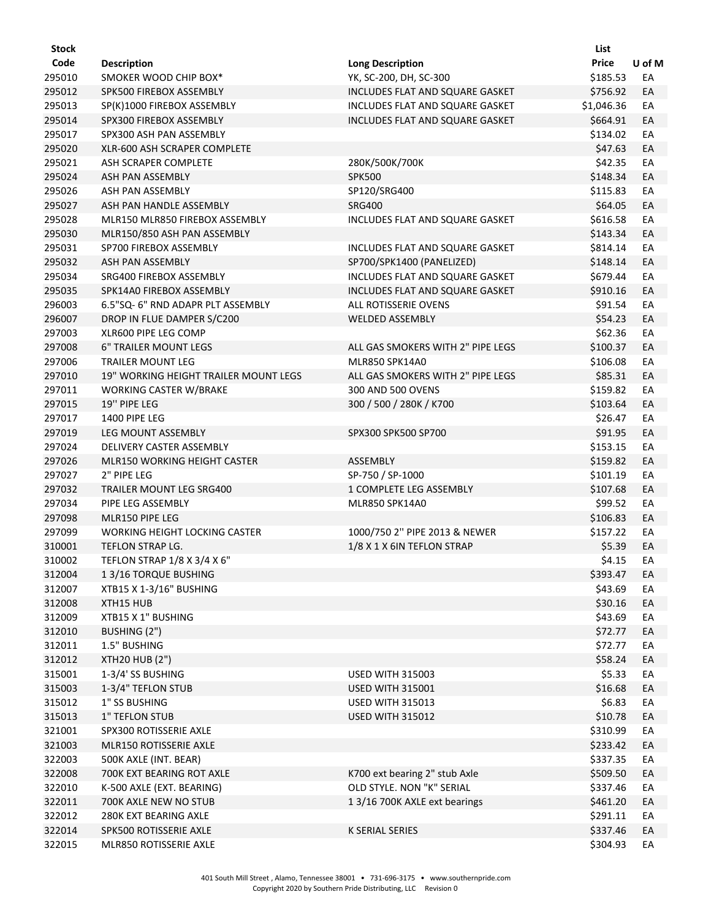| Stock Code | Description | Long Description | List Price | U of M |
|---|---|---|---|---|
| 295010 | SMOKER WOOD CHIP BOX* | YK, SC-200, DH, SC-300 | $185.53 | EA |
| 295012 | SPK500 FIREBOX ASSEMBLY | INCLUDES FLAT AND SQUARE GASKET | $756.92 | EA |
| 295013 | SP(K)1000 FIREBOX ASSEMBLY | INCLUDES FLAT AND SQUARE GASKET | $1,046.36 | EA |
| 295014 | SPX300 FIREBOX ASSEMBLY | INCLUDES FLAT AND SQUARE GASKET | $664.91 | EA |
| 295017 | SPX300 ASH PAN ASSEMBLY | | $134.02 | EA |
| 295020 | XLR-600 ASH SCRAPER COMPLETE | | $47.63 | EA |
| 295021 | ASH SCRAPER COMPLETE | 280K/500K/700K | $42.35 | EA |
| 295024 | ASH PAN ASSEMBLY | SPK500 | $148.34 | EA |
| 295026 | ASH PAN ASSEMBLY | SP120/SRG400 | $115.83 | EA |
| 295027 | ASH PAN HANDLE ASSEMBLY | SRG400 | $64.05 | EA |
| 295028 | MLR150 MLR850 FIREBOX ASSEMBLY | INCLUDES FLAT AND SQUARE GASKET | $616.58 | EA |
| 295030 | MLR150/850 ASH PAN ASSEMBLY | | $143.34 | EA |
| 295031 | SP700 FIREBOX ASSEMBLY | INCLUDES FLAT AND SQUARE GASKET | $814.14 | EA |
| 295032 | ASH PAN ASSEMBLY | SP700/SPK1400 (PANELIZED) | $148.14 | EA |
| 295034 | SRG400 FIREBOX ASSEMBLY | INCLUDES FLAT AND SQUARE GASKET | $679.44 | EA |
| 295035 | SPK14A0 FIREBOX ASSEMBLY | INCLUDES FLAT AND SQUARE GASKET | $910.16 | EA |
| 296003 | 6.5"SQ- 6" RND ADAPR PLT ASSEMBLY | ALL ROTISSERIE OVENS | $91.54 | EA |
| 296007 | DROP IN FLUE DAMPER S/C200 | WELDED ASSEMBLY | $54.23 | EA |
| 297003 | XLR600 PIPE LEG COMP | | $62.36 | EA |
| 297008 | 6" TRAILER MOUNT LEGS | ALL GAS SMOKERS WITH 2" PIPE LEGS | $100.37 | EA |
| 297006 | TRAILER MOUNT LEG | MLR850 SPK14A0 | $106.08 | EA |
| 297010 | 19" WORKING HEIGHT TRAILER MOUNT LEGS | ALL GAS SMOKERS WITH 2" PIPE LEGS | $85.31 | EA |
| 297011 | WORKING CASTER W/BRAKE | 300 AND 500 OVENS | $159.82 | EA |
| 297015 | 19'' PIPE LEG | 300 / 500 / 280K / K700 | $103.64 | EA |
| 297017 | 1400 PIPE LEG | | $26.47 | EA |
| 297019 | LEG MOUNT ASSEMBLY | SPX300 SPK500 SP700 | $91.95 | EA |
| 297024 | DELIVERY CASTER ASSEMBLY | | $153.15 | EA |
| 297026 | MLR150 WORKING HEIGHT CASTER | ASSEMBLY | $159.82 | EA |
| 297027 | 2" PIPE LEG | SP-750 / SP-1000 | $101.19 | EA |
| 297032 | TRAILER MOUNT LEG SRG400 | 1 COMPLETE LEG ASSEMBLY | $107.68 | EA |
| 297034 | PIPE LEG ASSEMBLY | MLR850 SPK14A0 | $99.52 | EA |
| 297098 | MLR150 PIPE LEG | | $106.83 | EA |
| 297099 | WORKING HEIGHT LOCKING CASTER | 1000/750 2'' PIPE 2013 & NEWER | $157.22 | EA |
| 310001 | TEFLON STRAP LG. | 1/8 X 1 X 6IN TEFLON STRAP | $5.39 | EA |
| 310002 | TEFLON STRAP 1/8 X 3/4 X 6" | | $4.15 | EA |
| 312004 | 1 3/16 TORQUE BUSHING | | $393.47 | EA |
| 312007 | XTB15 X 1-3/16" BUSHING | | $43.69 | EA |
| 312008 | XTH15 HUB | | $30.16 | EA |
| 312009 | XTB15 X 1" BUSHING | | $43.69 | EA |
| 312010 | BUSHING (2") | | $72.77 | EA |
| 312011 | 1.5" BUSHING | | $72.77 | EA |
| 312012 | XTH20 HUB (2") | | $58.24 | EA |
| 315001 | 1-3/4' SS BUSHING | USED WITH 315003 | $5.33 | EA |
| 315003 | 1-3/4" TEFLON STUB | USED WITH 315001 | $16.68 | EA |
| 315012 | 1" SS BUSHING | USED WITH 315013 | $6.83 | EA |
| 315013 | 1" TEFLON STUB | USED WITH 315012 | $10.78 | EA |
| 321001 | SPX300 ROTISSERIE AXLE | | $310.99 | EA |
| 321003 | MLR150 ROTISSERIE AXLE | | $233.42 | EA |
| 322003 | 500K AXLE (INT. BEAR) | | $337.35 | EA |
| 322008 | 700K EXT BEARING ROT AXLE | K700 ext bearing 2" stub Axle | $509.50 | EA |
| 322010 | K-500 AXLE (EXT. BEARING) | OLD STYLE. NON "K" SERIAL | $337.46 | EA |
| 322011 | 700K AXLE NEW NO STUB | 1 3/16 700K AXLE ext bearings | $461.20 | EA |
| 322012 | 280K EXT BEARING AXLE | | $291.11 | EA |
| 322014 | SPK500 ROTISSERIE AXLE | K SERIAL SERIES | $337.46 | EA |
| 322015 | MLR850 ROTISSERIE AXLE | | $304.93 | EA |

401 South Mill Street , Alamo, Tennessee 38001 • 731-696-3175 • www.southernpride.com
Copyright 2020 by Southern Pride Distributing, LLC Revision 0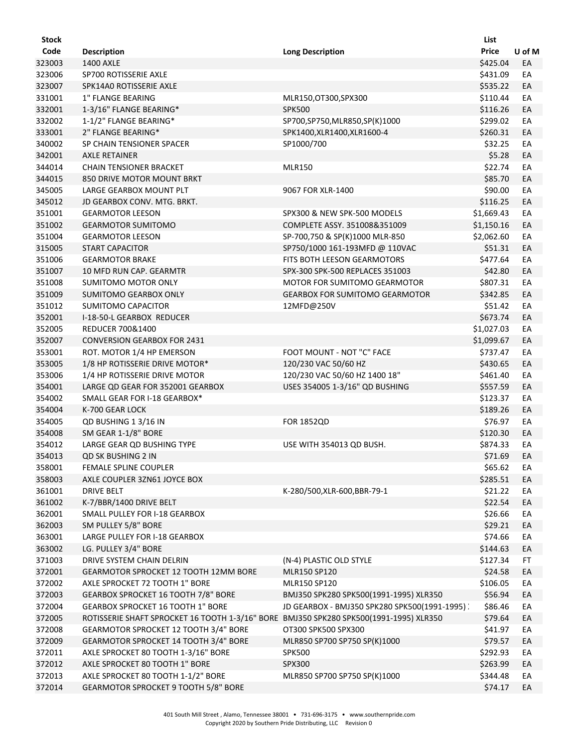| Stock Code | Description | Long Description | List Price | U of M |
|---|---|---|---|---|
| 323003 | 1400 AXLE | | $425.04 | EA |
| 323006 | SP700 ROTISSERIE AXLE | | $431.09 | EA |
| 323007 | SPK14A0 ROTISSERIE AXLE | | $535.22 | EA |
| 331001 | 1" FLANGE BEARING | MLR150,OT300,SPX300 | $110.44 | EA |
| 332001 | 1-3/16" FLANGE BEARING* | SPK500 | $116.26 | EA |
| 332002 | 1-1/2" FLANGE BEARING* | SP700,SP750,MLR850,SP(K)1000 | $299.02 | EA |
| 333001 | 2" FLANGE BEARING* | SPK1400,XLR1400,XLR1600-4 | $260.31 | EA |
| 340002 | SP CHAIN TENSIONER SPACER | SP1000/700 | $32.25 | EA |
| 342001 | AXLE RETAINER | | $5.28 | EA |
| 344014 | CHAIN TENSIONER BRACKET | MLR150 | $22.74 | EA |
| 344015 | 850 DRIVE MOTOR MOUNT BRKT | | $85.70 | EA |
| 345005 | LARGE GEARBOX MOUNT PLT | 9067 FOR XLR-1400 | $90.00 | EA |
| 345012 | JD GEARBOX CONV. MTG. BRKT. | | $116.25 | EA |
| 351001 | GEARMOTOR LEESON | SPX300 & NEW SPK-500 MODELS | $1,669.43 | EA |
| 351002 | GEARMOTOR SUMITOMO | COMPLETE ASSY. 351008&351009 | $1,150.16 | EA |
| 351004 | GEARMOTOR LEESON | SP-700,750 & SP(K)1000 MLR-850 | $2,062.60 | EA |
| 315005 | START CAPACITOR | SP750/1000 161-193MFD @ 110VAC | $51.31 | EA |
| 351006 | GEARMOTOR BRAKE | FITS BOTH LEESON GEARMOTORS | $477.64 | EA |
| 351007 | 10 MFD RUN CAP. GEARMTR | SPX-300 SPK-500 REPLACES 351003 | $42.80 | EA |
| 351008 | SUMITOMO MOTOR ONLY | MOTOR FOR SUMITOMO GEARMOTOR | $807.31 | EA |
| 351009 | SUMITOMO GEARBOX ONLY | GEARBOX FOR SUMITOMO GEARMOTOR | $342.85 | EA |
| 351012 | SUMITOMO CAPACITOR | 12MFD@250V | $51.42 | EA |
| 352001 | I-18-50-L GEARBOX REDUCER | | $673.74 | EA |
| 352005 | REDUCER 700&1400 | | $1,027.03 | EA |
| 352007 | CONVERSION GEARBOX FOR 2431 | | $1,099.67 | EA |
| 353001 | ROT. MOTOR 1/4 HP EMERSON | FOOT MOUNT - NOT "C" FACE | $737.47 | EA |
| 353005 | 1/8 HP ROTISSERIE DRIVE MOTOR* | 120/230 VAC 50/60 HZ | $430.65 | EA |
| 353006 | 1/4 HP ROTISSERIE DRIVE MOTOR | 120/230 VAC 50/60 HZ 1400 18" | $461.40 | EA |
| 354001 | LARGE QD GEAR FOR 352001 GEARBOX | USES 354005 1-3/16" QD BUSHING | $557.59 | EA |
| 354002 | SMALL GEAR FOR I-18 GEARBOX* | | $123.37 | EA |
| 354004 | K-700 GEAR LOCK | | $189.26 | EA |
| 354005 | QD BUSHING 1 3/16 IN | FOR 1852QD | $76.97 | EA |
| 354008 | SM GEAR 1-1/8" BORE | | $120.30 | EA |
| 354012 | LARGE GEAR QD BUSHING TYPE | USE WITH 354013 QD BUSH. | $874.33 | EA |
| 354013 | QD SK BUSHING 2 IN | | $71.69 | EA |
| 358001 | FEMALE SPLINE COUPLER | | $65.62 | EA |
| 358003 | AXLE COUPLER 3ZN61 JOYCE BOX | | $285.51 | EA |
| 361001 | DRIVE BELT | K-280/500,XLR-600,BBR-79-1 | $21.22 | EA |
| 361002 | K-7/BBR/1400 DRIVE BELT | | $22.54 | EA |
| 362001 | SMALL PULLEY FOR I-18 GEARBOX | | $26.66 | EA |
| 362003 | SM PULLEY 5/8" BORE | | $29.21 | EA |
| 363001 | LARGE PULLEY FOR I-18 GEARBOX | | $74.66 | EA |
| 363002 | LG. PULLEY 3/4" BORE | | $144.63 | EA |
| 371003 | DRIVE SYSTEM CHAIN DELRIN | (N-4) PLASTIC OLD STYLE | $127.34 | FT |
| 372001 | GEARMOTOR SPROCKET 12 TOOTH 12MM BORE | MLR150 SP120 | $24.58 | EA |
| 372002 | AXLE SPROCKET 72 TOOTH 1" BORE | MLR150 SP120 | $106.05 | EA |
| 372003 | GEARBOX SPROCKET 16 TOOTH 7/8" BORE | BMJ350 SPK280 SPK500(1991-1995) XLR350 | $56.94 | EA |
| 372004 | GEARBOX SPROCKET 16 TOOTH 1" BORE | JD GEARBOX - BMJ350 SPK280 SPK500(1991-1995) | $86.46 | EA |
| 372005 | ROTISSERIE SHAFT SPROCKET 16 TOOTH 1-3/16" BORE | BMJ350 SPK280 SPK500(1991-1995) XLR350 | $79.64 | EA |
| 372008 | GEARMOTOR SPROCKET 12 TOOTH 3/4" BORE | OT300 SPK500 SPX300 | $41.97 | EA |
| 372009 | GEARMOTOR SPROCKET 14 TOOTH 3/4" BORE | MLR850 SP700 SP750 SP(K)1000 | $79.57 | EA |
| 372011 | AXLE SPROCKET 80 TOOTH 1-3/16" BORE | SPK500 | $292.93 | EA |
| 372012 | AXLE SPROCKET 80 TOOTH 1" BORE | SPX300 | $263.99 | EA |
| 372013 | AXLE SPROCKET 80 TOOTH 1-1/2" BORE | MLR850 SP700 SP750 SP(K)1000 | $344.48 | EA |
| 372014 | GEARMOTOR SPROCKET 9 TOOTH 5/8" BORE | | $74.17 | EA |

401 South Mill Street , Alamo, Tennessee 38001 • 731-696-3175 • www.southernpride.com
Copyright 2020 by Southern Pride Distributing, LLC Revision 0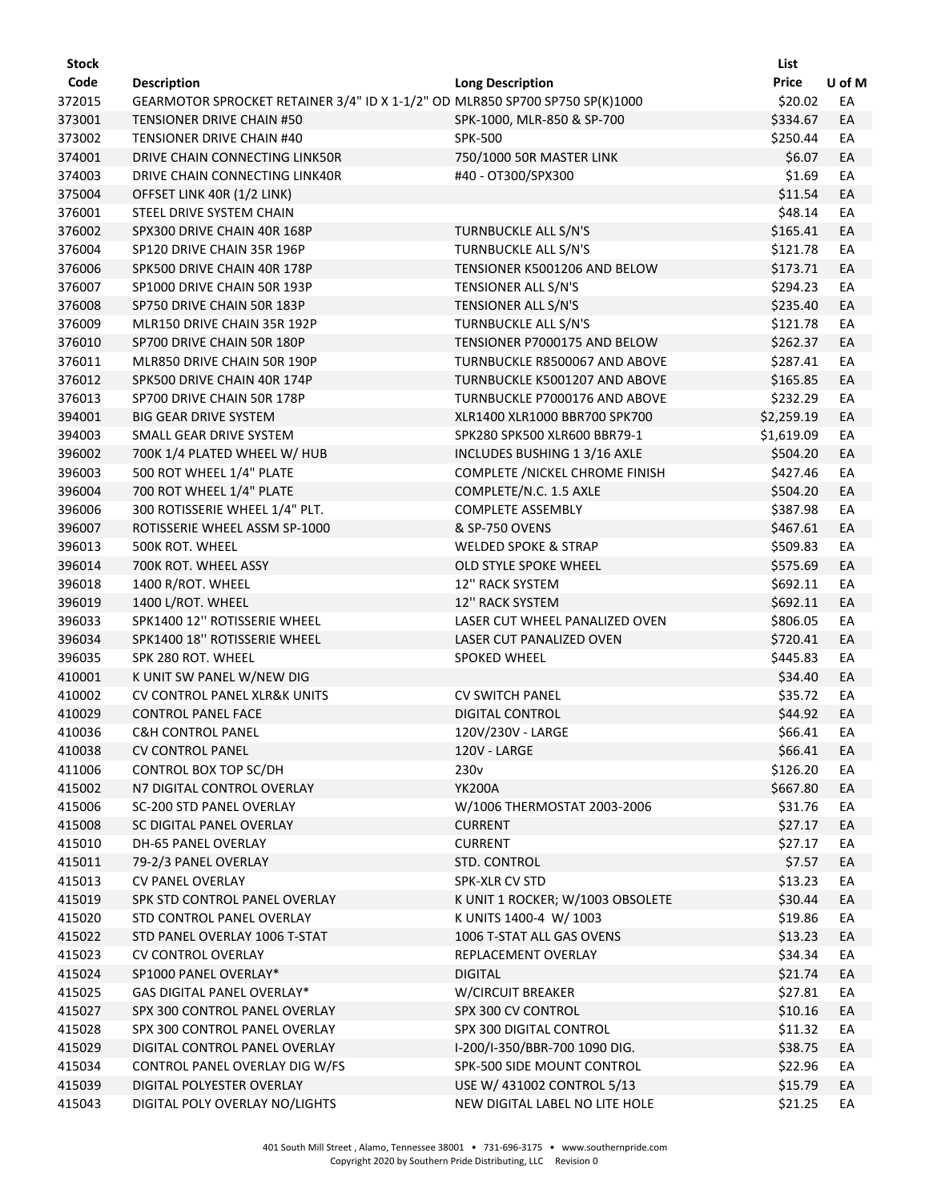| Stock Code | Description | Long Description | List Price | U of M |
|---|---|---|---|---|
| 372015 | GEARMOTOR SPROCKET RETAINER 3/4" ID X 1-1/2" OD | MLR850 SP700 SP750 SP(K)1000 | $20.02 | EA |
| 373001 | TENSIONER DRIVE CHAIN #50 | SPK-1000, MLR-850 & SP-700 | $334.67 | EA |
| 373002 | TENSIONER DRIVE CHAIN #40 | SPK-500 | $250.44 | EA |
| 374001 | DRIVE CHAIN CONNECTING LINK50R | 750/1000 50R MASTER LINK | $6.07 | EA |
| 374003 | DRIVE CHAIN CONNECTING LINK40R | #40 - OT300/SPX300 | $1.69 | EA |
| 375004 | OFFSET LINK 40R (1/2 LINK) | | $11.54 | EA |
| 376001 | STEEL DRIVE SYSTEM CHAIN | | $48.14 | EA |
| 376002 | SPX300 DRIVE CHAIN 40R 168P | TURNBUCKLE ALL S/N'S | $165.41 | EA |
| 376004 | SP120 DRIVE CHAIN 35R 196P | TURNBUCKLE ALL S/N'S | $121.78 | EA |
| 376006 | SPK500 DRIVE CHAIN 40R 178P | TENSIONER K5001206 AND BELOW | $173.71 | EA |
| 376007 | SP1000 DRIVE CHAIN 50R 193P | TENSIONER ALL S/N'S | $294.23 | EA |
| 376008 | SP750 DRIVE CHAIN 50R 183P | TENSIONER ALL S/N'S | $235.40 | EA |
| 376009 | MLR150 DRIVE CHAIN 35R 192P | TURNBUCKLE ALL S/N'S | $121.78 | EA |
| 376010 | SP700 DRIVE CHAIN 50R 180P | TENSIONER P7000175 AND BELOW | $262.37 | EA |
| 376011 | MLR850 DRIVE CHAIN 50R 190P | TURNBUCKLE R8500067 AND ABOVE | $287.41 | EA |
| 376012 | SPK500 DRIVE CHAIN 40R 174P | TURNBUCKLE K5001207 AND ABOVE | $165.85 | EA |
| 376013 | SP700 DRIVE CHAIN 50R 178P | TURNBUCKLE P7000176 AND ABOVE | $232.29 | EA |
| 394001 | BIG GEAR DRIVE SYSTEM | XLR1400 XLR1000 BBR700 SPK700 | $2,259.19 | EA |
| 394003 | SMALL GEAR DRIVE SYSTEM | SPK280 SPK500 XLR600 BBR79-1 | $1,619.09 | EA |
| 396002 | 700K 1/4 PLATED WHEEL W/ HUB | INCLUDES BUSHING 1 3/16 AXLE | $504.20 | EA |
| 396003 | 500 ROT WHEEL 1/4" PLATE | COMPLETE /NICKEL CHROME FINISH | $427.46 | EA |
| 396004 | 700 ROT WHEEL 1/4" PLATE | COMPLETE/N.C. 1.5 AXLE | $504.20 | EA |
| 396006 | 300 ROTISSERIE WHEEL 1/4" PLT. | COMPLETE ASSEMBLY | $387.98 | EA |
| 396007 | ROTISSERIE WHEEL ASSM SP-1000 | & SP-750 OVENS | $467.61 | EA |
| 396013 | 500K ROT. WHEEL | WELDED SPOKE & STRAP | $509.83 | EA |
| 396014 | 700K ROT. WHEEL ASSY | OLD STYLE SPOKE WHEEL | $575.69 | EA |
| 396018 | 1400 R/ROT. WHEEL | 12'' RACK SYSTEM | $692.11 | EA |
| 396019 | 1400 L/ROT. WHEEL | 12'' RACK SYSTEM | $692.11 | EA |
| 396033 | SPK1400 12'' ROTISSERIE WHEEL | LASER CUT WHEEL PANALIZED OVEN | $806.05 | EA |
| 396034 | SPK1400 18'' ROTISSERIE WHEEL | LASER CUT PANALIZED OVEN | $720.41 | EA |
| 396035 | SPK 280 ROT. WHEEL | SPOKED WHEEL | $445.83 | EA |
| 410001 | K UNIT SW PANEL W/NEW DIG | | $34.40 | EA |
| 410002 | CV CONTROL PANEL XLR&K UNITS | CV SWITCH PANEL | $35.72 | EA |
| 410029 | CONTROL PANEL FACE | DIGITAL CONTROL | $44.92 | EA |
| 410036 | C&H CONTROL PANEL | 120V/230V - LARGE | $66.41 | EA |
| 410038 | CV CONTROL PANEL | 120V - LARGE | $66.41 | EA |
| 411006 | CONTROL BOX TOP SC/DH | 230v | $126.20 | EA |
| 415002 | N7 DIGITAL CONTROL OVERLAY | YK200A | $667.80 | EA |
| 415006 | SC-200 STD PANEL OVERLAY | W/1006 THERMOSTAT 2003-2006 | $31.76 | EA |
| 415008 | SC DIGITAL PANEL OVERLAY | CURRENT | $27.17 | EA |
| 415010 | DH-65 PANEL OVERLAY | CURRENT | $27.17 | EA |
| 415011 | 79-2/3 PANEL OVERLAY | STD. CONTROL | $7.57 | EA |
| 415013 | CV PANEL OVERLAY | SPK-XLR CV STD | $13.23 | EA |
| 415019 | SPK STD CONTROL PANEL OVERLAY | K UNIT 1 ROCKER; W/1003 OBSOLETE | $30.44 | EA |
| 415020 | STD CONTROL PANEL OVERLAY | K UNITS 1400-4 W/ 1003 | $19.86 | EA |
| 415022 | STD PANEL OVERLAY 1006 T-STAT | 1006 T-STAT ALL GAS OVENS | $13.23 | EA |
| 415023 | CV CONTROL OVERLAY | REPLACEMENT OVERLAY | $34.34 | EA |
| 415024 | SP1000 PANEL OVERLAY* | DIGITAL | $21.74 | EA |
| 415025 | GAS DIGITAL PANEL OVERLAY* | W/CIRCUIT BREAKER | $27.81 | EA |
| 415027 | SPX 300 CONTROL PANEL OVERLAY | SPX 300 CV CONTROL | $10.16 | EA |
| 415028 | SPX 300 CONTROL PANEL OVERLAY | SPX 300 DIGITAL CONTROL | $11.32 | EA |
| 415029 | DIGITAL CONTROL PANEL OVERLAY | I-200/I-350/BBR-700 1090 DIG. | $38.75 | EA |
| 415034 | CONTROL PANEL OVERLAY DIG W/FS | SPK-500 SIDE MOUNT CONTROL | $22.96 | EA |
| 415039 | DIGITAL POLYESTER OVERLAY | USE W/ 431002 CONTROL 5/13 | $15.79 | EA |
| 415043 | DIGITAL POLY OVERLAY NO/LIGHTS | NEW DIGITAL LABEL NO LITE HOLE | $21.25 | EA |

401 South Mill Street , Alamo, Tennessee 38001 • 731-696-3175 • www.southernpride.com
Copyright 2020 by Southern Pride Distributing, LLC Revision 0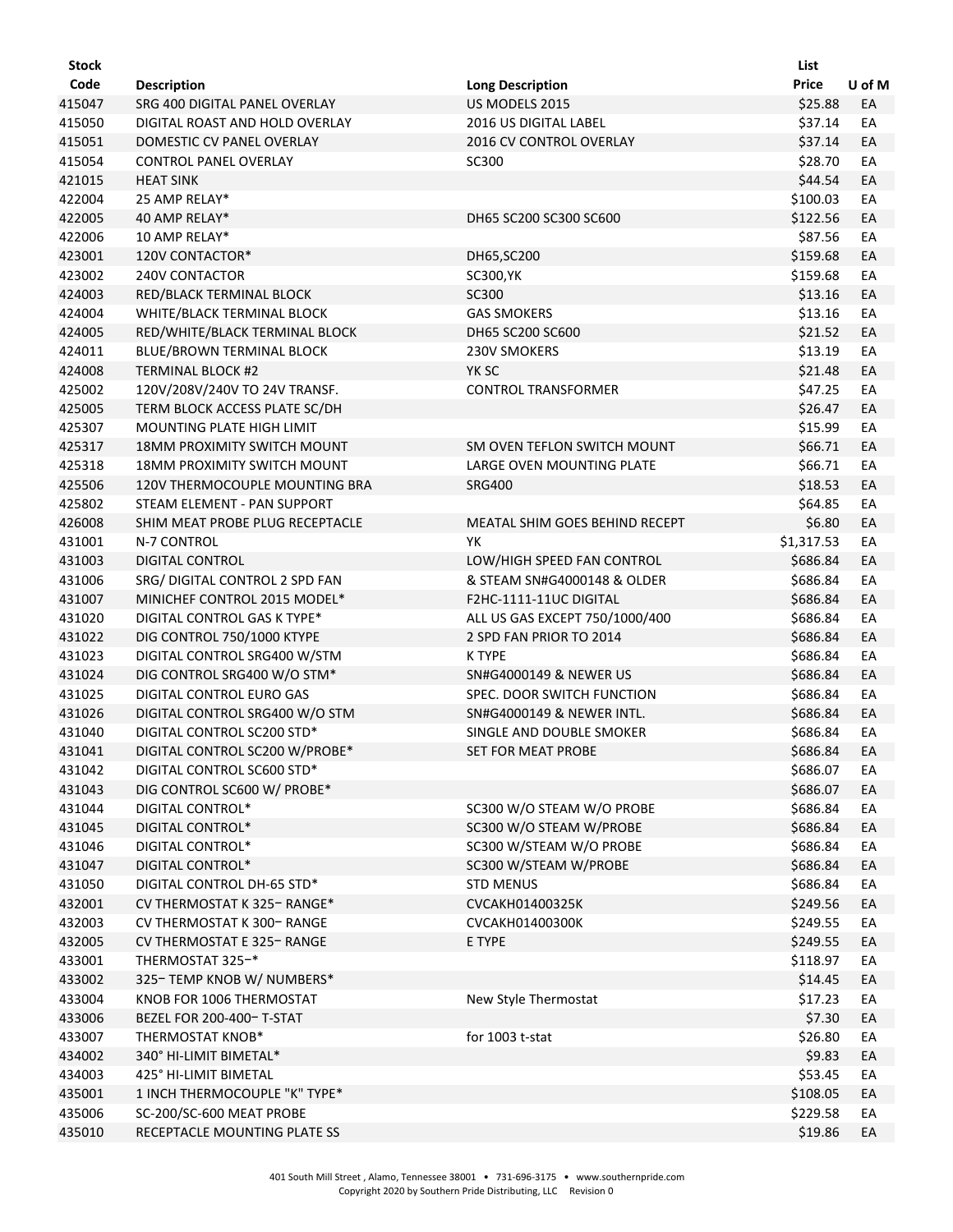| Stock Code | Description | Long Description | List Price | U of M |
|---|---|---|---|---|
| 415047 | SRG 400 DIGITAL PANEL OVERLAY | US MODELS 2015 | $25.88 | EA |
| 415050 | DIGITAL ROAST AND HOLD OVERLAY | 2016 US DIGITAL LABEL | $37.14 | EA |
| 415051 | DOMESTIC CV PANEL OVERLAY | 2016 CV CONTROL OVERLAY | $37.14 | EA |
| 415054 | CONTROL PANEL OVERLAY | SC300 | $28.70 | EA |
| 421015 | HEAT SINK | | $44.54 | EA |
| 422004 | 25 AMP RELAY* | | $100.03 | EA |
| 422005 | 40 AMP RELAY* | DH65 SC200 SC300 SC600 | $122.56 | EA |
| 422006 | 10 AMP RELAY* | | $87.56 | EA |
| 423001 | 120V CONTACTOR* | DH65,SC200 | $159.68 | EA |
| 423002 | 240V CONTACTOR | SC300,YK | $159.68 | EA |
| 424003 | RED/BLACK TERMINAL BLOCK | SC300 | $13.16 | EA |
| 424004 | WHITE/BLACK TERMINAL BLOCK | GAS SMOKERS | $13.16 | EA |
| 424005 | RED/WHITE/BLACK TERMINAL BLOCK | DH65 SC200 SC600 | $21.52 | EA |
| 424011 | BLUE/BROWN TERMINAL BLOCK | 230V SMOKERS | $13.19 | EA |
| 424008 | TERMINAL BLOCK #2 | YK SC | $21.48 | EA |
| 425002 | 120V/208V/240V TO 24V TRANSF. | CONTROL TRANSFORMER | $47.25 | EA |
| 425005 | TERM BLOCK ACCESS PLATE SC/DH | | $26.47 | EA |
| 425307 | MOUNTING PLATE HIGH LIMIT | | $15.99 | EA |
| 425317 | 18MM PROXIMITY SWITCH MOUNT | SM OVEN TEFLON SWITCH MOUNT | $66.71 | EA |
| 425318 | 18MM PROXIMITY SWITCH MOUNT | LARGE OVEN MOUNTING PLATE | $66.71 | EA |
| 425506 | 120V THERMOCOUPLE MOUNTING BRA | SRG400 | $18.53 | EA |
| 425802 | STEAM ELEMENT - PAN SUPPORT | | $64.85 | EA |
| 426008 | SHIM MEAT PROBE PLUG RECEPTACLE | MEATAL SHIM GOES BEHIND RECEPT | $6.80 | EA |
| 431001 | N-7 CONTROL | YK | $1,317.53 | EA |
| 431003 | DIGITAL CONTROL | LOW/HIGH SPEED FAN CONTROL | $686.84 | EA |
| 431006 | SRG/ DIGITAL CONTROL 2 SPD FAN | & STEAM SN#G4000148 & OLDER | $686.84 | EA |
| 431007 | MINICHEF CONTROL 2015 MODEL* | F2HC-1111-11UC DIGITAL | $686.84 | EA |
| 431020 | DIGITAL CONTROL GAS K TYPE* | ALL US GAS EXCEPT 750/1000/400 | $686.84 | EA |
| 431022 | DIG CONTROL 750/1000 KTYPE | 2 SPD FAN PRIOR TO 2014 | $686.84 | EA |
| 431023 | DIGITAL CONTROL SRG400 W/STM | K TYPE | $686.84 | EA |
| 431024 | DIG CONTROL SRG400 W/O STM* | SN#G4000149 & NEWER US | $686.84 | EA |
| 431025 | DIGITAL CONTROL EURO GAS | SPEC. DOOR SWITCH FUNCTION | $686.84 | EA |
| 431026 | DIGITAL CONTROL SRG400 W/O STM | SN#G4000149 & NEWER INTL. | $686.84 | EA |
| 431040 | DIGITAL CONTROL SC200 STD* | SINGLE AND DOUBLE SMOKER | $686.84 | EA |
| 431041 | DIGITAL CONTROL SC200 W/PROBE* | SET FOR MEAT PROBE | $686.84 | EA |
| 431042 | DIGITAL CONTROL SC600 STD* | | $686.07 | EA |
| 431043 | DIG CONTROL SC600 W/ PROBE* | | $686.07 | EA |
| 431044 | DIGITAL CONTROL* | SC300 W/O STEAM W/O PROBE | $686.84 | EA |
| 431045 | DIGITAL CONTROL* | SC300 W/O STEAM W/PROBE | $686.84 | EA |
| 431046 | DIGITAL CONTROL* | SC300 W/STEAM W/O PROBE | $686.84 | EA |
| 431047 | DIGITAL CONTROL* | SC300 W/STEAM W/PROBE | $686.84 | EA |
| 431050 | DIGITAL CONTROL DH-65 STD* | STD MENUS | $686.84 | EA |
| 432001 | CV THERMOSTAT K 325− RANGE* | CVCAKH01400325K | $249.56 | EA |
| 432003 | CV THERMOSTAT K 300− RANGE | CVCAKH01400300K | $249.55 | EA |
| 432005 | CV THERMOSTAT E 325− RANGE | E TYPE | $249.55 | EA |
| 433001 | THERMOSTAT 325−* | | $118.97 | EA |
| 433002 | 325− TEMP KNOB W/ NUMBERS* | | $14.45 | EA |
| 433004 | KNOB FOR 1006 THERMOSTAT | New Style Thermostat | $17.23 | EA |
| 433006 | BEZEL FOR 200-400− T-STAT | | $7.30 | EA |
| 433007 | THERMOSTAT KNOB* | for 1003 t-stat | $26.80 | EA |
| 434002 | 340° HI-LIMIT BIMETAL* | | $9.83 | EA |
| 434003 | 425° HI-LIMIT BIMETAL | | $53.45 | EA |
| 435001 | 1 INCH THERMOCOUPLE "K" TYPE* | | $108.05 | EA |
| 435006 | SC-200/SC-600 MEAT PROBE | | $229.58 | EA |
| 435010 | RECEPTACLE MOUNTING PLATE SS | | $19.86 | EA |

401 South Mill Street , Alamo, Tennessee 38001 • 731-696-3175 • www.southernpride.com
Copyright 2020 by Southern Pride Distributing, LLC Revision 0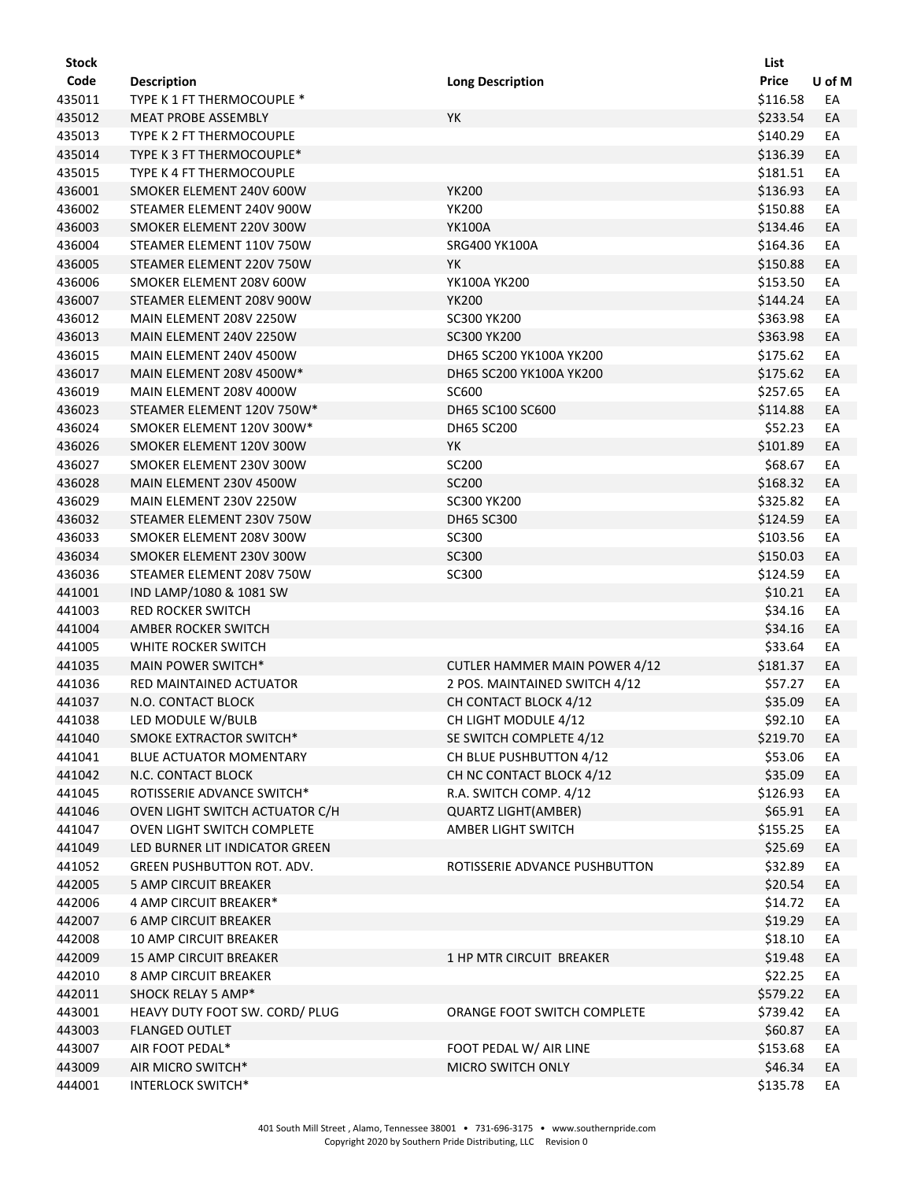| Stock Code | Description | Long Description | List Price | U of M |
|---|---|---|---|---|
| 435011 | TYPE K 1 FT THERMOCOUPLE * | | $116.58 | EA |
| 435012 | MEAT PROBE ASSEMBLY | YK | $233.54 | EA |
| 435013 | TYPE K 2 FT THERMOCOUPLE | | $140.29 | EA |
| 435014 | TYPE K 3 FT THERMOCOUPLE* | | $136.39 | EA |
| 435015 | TYPE K 4 FT THERMOCOUPLE | | $181.51 | EA |
| 436001 | SMOKER ELEMENT 240V 600W | YK200 | $136.93 | EA |
| 436002 | STEAMER ELEMENT 240V 900W | YK200 | $150.88 | EA |
| 436003 | SMOKER ELEMENT 220V 300W | YK100A | $134.46 | EA |
| 436004 | STEAMER ELEMENT 110V 750W | SRG400 YK100A | $164.36 | EA |
| 436005 | STEAMER ELEMENT 220V 750W | YK | $150.88 | EA |
| 436006 | SMOKER ELEMENT 208V 600W | YK100A YK200 | $153.50 | EA |
| 436007 | STEAMER ELEMENT 208V 900W | YK200 | $144.24 | EA |
| 436012 | MAIN ELEMENT 208V 2250W | SC300 YK200 | $363.98 | EA |
| 436013 | MAIN ELEMENT 240V 2250W | SC300 YK200 | $363.98 | EA |
| 436015 | MAIN ELEMENT 240V 4500W | DH65 SC200 YK100A YK200 | $175.62 | EA |
| 436017 | MAIN ELEMENT 208V 4500W* | DH65 SC200 YK100A YK200 | $175.62 | EA |
| 436019 | MAIN ELEMENT 208V 4000W | SC600 | $257.65 | EA |
| 436023 | STEAMER ELEMENT 120V 750W* | DH65 SC100 SC600 | $114.88 | EA |
| 436024 | SMOKER ELEMENT 120V 300W* | DH65 SC200 | $52.23 | EA |
| 436026 | SMOKER ELEMENT 120V 300W | YK | $101.89 | EA |
| 436027 | SMOKER ELEMENT 230V 300W | SC200 | $68.67 | EA |
| 436028 | MAIN ELEMENT 230V 4500W | SC200 | $168.32 | EA |
| 436029 | MAIN ELEMENT 230V 2250W | SC300 YK200 | $325.82 | EA |
| 436032 | STEAMER ELEMENT 230V 750W | DH65 SC300 | $124.59 | EA |
| 436033 | SMOKER ELEMENT 208V 300W | SC300 | $103.56 | EA |
| 436034 | SMOKER ELEMENT 230V 300W | SC300 | $150.03 | EA |
| 436036 | STEAMER ELEMENT 208V 750W | SC300 | $124.59 | EA |
| 441001 | IND LAMP/1080 & 1081 SW | | $10.21 | EA |
| 441003 | RED ROCKER SWITCH | | $34.16 | EA |
| 441004 | AMBER ROCKER SWITCH | | $34.16 | EA |
| 441005 | WHITE ROCKER SWITCH | | $33.64 | EA |
| 441035 | MAIN POWER SWITCH* | CUTLER HAMMER MAIN POWER 4/12 | $181.37 | EA |
| 441036 | RED MAINTAINED ACTUATOR | 2 POS. MAINTAINED SWITCH 4/12 | $57.27 | EA |
| 441037 | N.O. CONTACT BLOCK | CH CONTACT BLOCK 4/12 | $35.09 | EA |
| 441038 | LED MODULE W/BULB | CH LIGHT MODULE 4/12 | $92.10 | EA |
| 441040 | SMOKE EXTRACTOR SWITCH* | SE SWITCH COMPLETE 4/12 | $219.70 | EA |
| 441041 | BLUE ACTUATOR MOMENTARY | CH BLUE PUSHBUTTON 4/12 | $53.06 | EA |
| 441042 | N.C. CONTACT BLOCK | CH NC CONTACT BLOCK 4/12 | $35.09 | EA |
| 441045 | ROTISSERIE ADVANCE SWITCH* | R.A. SWITCH COMP. 4/12 | $126.93 | EA |
| 441046 | OVEN LIGHT SWITCH ACTUATOR C/H | QUARTZ LIGHT(AMBER) | $65.91 | EA |
| 441047 | OVEN LIGHT SWITCH COMPLETE | AMBER LIGHT SWITCH | $155.25 | EA |
| 441049 | LED BURNER LIT INDICATOR GREEN | | $25.69 | EA |
| 441052 | GREEN PUSHBUTTON ROT. ADV. | ROTISSERIE ADVANCE PUSHBUTTON | $32.89 | EA |
| 442005 | 5 AMP CIRCUIT BREAKER | | $20.54 | EA |
| 442006 | 4 AMP CIRCUIT BREAKER* | | $14.72 | EA |
| 442007 | 6 AMP CIRCUIT BREAKER | | $19.29 | EA |
| 442008 | 10 AMP CIRCUIT BREAKER | | $18.10 | EA |
| 442009 | 15 AMP CIRCUIT BREAKER | 1 HP MTR CIRCUIT BREAKER | $19.48 | EA |
| 442010 | 8 AMP CIRCUIT BREAKER | | $22.25 | EA |
| 442011 | SHOCK RELAY 5 AMP* | | $579.22 | EA |
| 443001 | HEAVY DUTY FOOT SW. CORD/ PLUG | ORANGE FOOT SWITCH COMPLETE | $739.42 | EA |
| 443003 | FLANGED OUTLET | | $60.87 | EA |
| 443007 | AIR FOOT PEDAL* | FOOT PEDAL W/ AIR LINE | $153.68 | EA |
| 443009 | AIR MICRO SWITCH* | MICRO SWITCH ONLY | $46.34 | EA |
| 444001 | INTERLOCK SWITCH* | | $135.78 | EA |

401 South Mill Street , Alamo, Tennessee 38001 • 731-696-3175 • www.southernpride.com
Copyright 2020 by Southern Pride Distributing, LLC Revision 0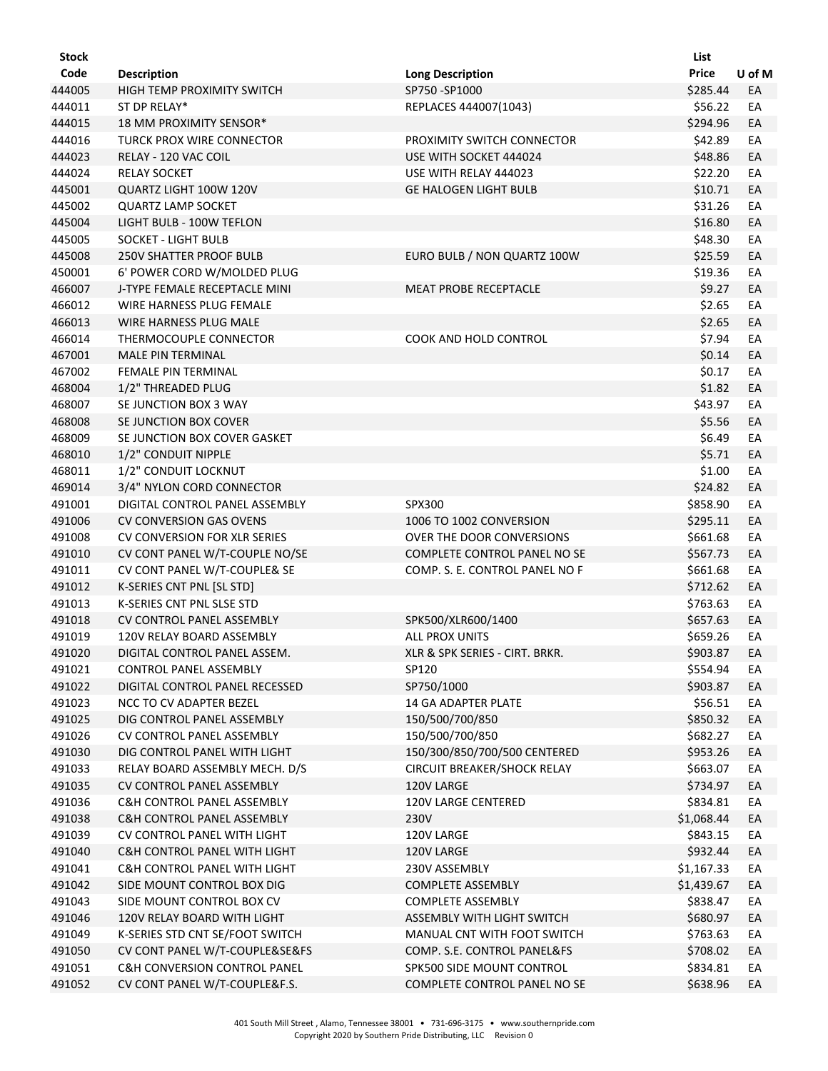| Stock Code | Description | Long Description | List Price | U of M |
|---|---|---|---|---|
| 444005 | HIGH TEMP PROXIMITY SWITCH | SP750 -SP1000 | $285.44 | EA |
| 444011 | ST DP RELAY* | REPLACES 444007(1043) | $56.22 | EA |
| 444015 | 18 MM PROXIMITY SENSOR* | | $294.96 | EA |
| 444016 | TURCK PROX WIRE CONNECTOR | PROXIMITY SWITCH CONNECTOR | $42.89 | EA |
| 444023 | RELAY - 120 VAC COIL | USE WITH SOCKET 444024 | $48.86 | EA |
| 444024 | RELAY SOCKET | USE WITH RELAY 444023 | $22.20 | EA |
| 445001 | QUARTZ LIGHT 100W 120V | GE HALOGEN LIGHT BULB | $10.71 | EA |
| 445002 | QUARTZ LAMP SOCKET | | $31.26 | EA |
| 445004 | LIGHT BULB - 100W TEFLON | | $16.80 | EA |
| 445005 | SOCKET - LIGHT BULB | | $48.30 | EA |
| 445008 | 250V SHATTER PROOF BULB | EURO BULB / NON QUARTZ 100W | $25.59 | EA |
| 450001 | 6' POWER CORD W/MOLDED PLUG | | $19.36 | EA |
| 466007 | J-TYPE FEMALE RECEPTACLE MINI | MEAT PROBE RECEPTACLE | $9.27 | EA |
| 466012 | WIRE HARNESS PLUG FEMALE | | $2.65 | EA |
| 466013 | WIRE HARNESS PLUG MALE | | $2.65 | EA |
| 466014 | THERMOCOUPLE CONNECTOR | COOK AND HOLD CONTROL | $7.94 | EA |
| 467001 | MALE PIN TERMINAL | | $0.14 | EA |
| 467002 | FEMALE PIN TERMINAL | | $0.17 | EA |
| 468004 | 1/2" THREADED PLUG | | $1.82 | EA |
| 468007 | SE JUNCTION BOX 3 WAY | | $43.97 | EA |
| 468008 | SE JUNCTION BOX COVER | | $5.56 | EA |
| 468009 | SE JUNCTION BOX COVER GASKET | | $6.49 | EA |
| 468010 | 1/2" CONDUIT NIPPLE | | $5.71 | EA |
| 468011 | 1/2" CONDUIT LOCKNUT | | $1.00 | EA |
| 469014 | 3/4" NYLON CORD CONNECTOR | | $24.82 | EA |
| 491001 | DIGITAL CONTROL PANEL ASSEMBLY | SPX300 | $858.90 | EA |
| 491006 | CV CONVERSION GAS OVENS | 1006 TO 1002 CONVERSION | $295.11 | EA |
| 491008 | CV CONVERSION FOR XLR SERIES | OVER THE DOOR CONVERSIONS | $661.68 | EA |
| 491010 | CV CONT PANEL W/T-COUPLE NO/SE | COMPLETE CONTROL PANEL NO SE | $567.73 | EA |
| 491011 | CV CONT PANEL W/T-COUPLE& SE | COMP. S. E. CONTROL PANEL NO F | $661.68 | EA |
| 491012 | K-SERIES CNT PNL [SL STD] | | $712.62 | EA |
| 491013 | K-SERIES CNT PNL SLSE STD | | $763.63 | EA |
| 491018 | CV CONTROL PANEL ASSEMBLY | SPK500/XLR600/1400 | $657.63 | EA |
| 491019 | 120V RELAY BOARD ASSEMBLY | ALL PROX UNITS | $659.26 | EA |
| 491020 | DIGITAL CONTROL PANEL ASSEM. | XLR & SPK SERIES - CIRT. BRKR. | $903.87 | EA |
| 491021 | CONTROL PANEL ASSEMBLY | SP120 | $554.94 | EA |
| 491022 | DIGITAL CONTROL PANEL RECESSED | SP750/1000 | $903.87 | EA |
| 491023 | NCC TO CV ADAPTER BEZEL | 14 GA ADAPTER PLATE | $56.51 | EA |
| 491025 | DIG CONTROL PANEL ASSEMBLY | 150/500/700/850 | $850.32 | EA |
| 491026 | CV CONTROL PANEL ASSEMBLY | 150/500/700/850 | $682.27 | EA |
| 491030 | DIG CONTROL PANEL WITH LIGHT | 150/300/850/700/500 CENTERED | $953.26 | EA |
| 491033 | RELAY BOARD ASSEMBLY MECH. D/S | CIRCUIT BREAKER/SHOCK RELAY | $663.07 | EA |
| 491035 | CV CONTROL PANEL ASSEMBLY | 120V LARGE | $734.97 | EA |
| 491036 | C&H CONTROL PANEL ASSEMBLY | 120V LARGE CENTERED | $834.81 | EA |
| 491038 | C&H CONTROL PANEL ASSEMBLY | 230V | $1,068.44 | EA |
| 491039 | CV CONTROL PANEL WITH LIGHT | 120V LARGE | $843.15 | EA |
| 491040 | C&H CONTROL PANEL WITH LIGHT | 120V LARGE | $932.44 | EA |
| 491041 | C&H CONTROL PANEL WITH LIGHT | 230V ASSEMBLY | $1,167.33 | EA |
| 491042 | SIDE MOUNT CONTROL BOX DIG | COMPLETE ASSEMBLY | $1,439.67 | EA |
| 491043 | SIDE MOUNT CONTROL BOX CV | COMPLETE ASSEMBLY | $838.47 | EA |
| 491046 | 120V RELAY BOARD WITH LIGHT | ASSEMBLY WITH LIGHT SWITCH | $680.97 | EA |
| 491049 | K-SERIES STD CNT SE/FOOT SWITCH | MANUAL CNT WITH FOOT SWITCH | $763.63 | EA |
| 491050 | CV CONT PANEL W/T-COUPLE&SE&FS | COMP. S.E. CONTROL PANEL&FS | $708.02 | EA |
| 491051 | C&H CONVERSION CONTROL PANEL | SPK500 SIDE MOUNT CONTROL | $834.81 | EA |
| 491052 | CV CONT PANEL W/T-COUPLE&F.S. | COMPLETE CONTROL PANEL NO SE | $638.96 | EA |

401 South Mill Street , Alamo, Tennessee 38001 • 731-696-3175 • www.southernpride.com
Copyright 2020 by Southern Pride Distributing, LLC Revision 0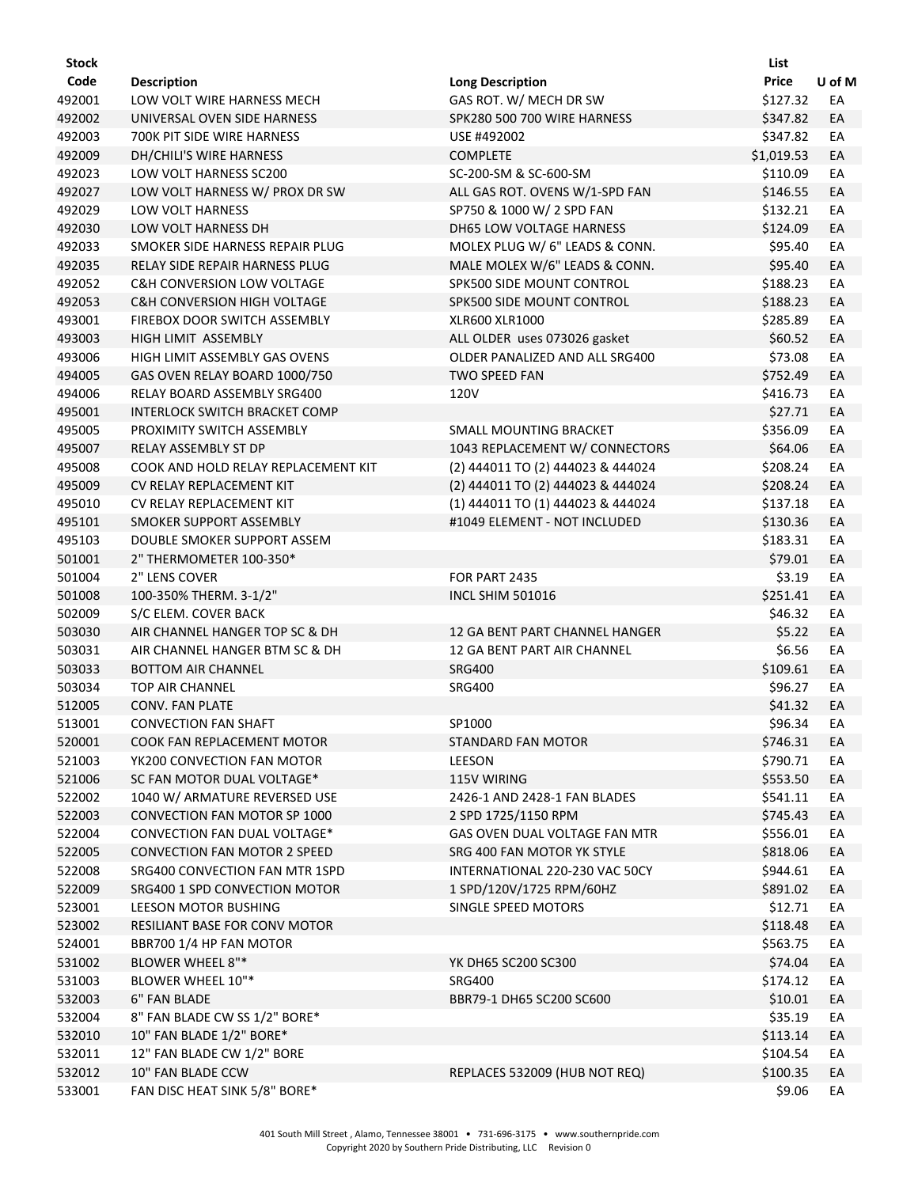| Stock Code | Description | Long Description | List Price | U of M |
|---|---|---|---|---|
| 492001 | LOW VOLT WIRE HARNESS MECH | GAS ROT. W/ MECH DR SW | $127.32 | EA |
| 492002 | UNIVERSAL OVEN SIDE HARNESS | SPK280 500 700 WIRE HARNESS | $347.82 | EA |
| 492003 | 700K PIT SIDE WIRE HARNESS | USE #492002 | $347.82 | EA |
| 492009 | DH/CHILI'S WIRE HARNESS | COMPLETE | $1,019.53 | EA |
| 492023 | LOW VOLT HARNESS SC200 | SC-200-SM & SC-600-SM | $110.09 | EA |
| 492027 | LOW VOLT HARNESS W/ PROX DR SW | ALL GAS ROT. OVENS W/1-SPD FAN | $146.55 | EA |
| 492029 | LOW VOLT HARNESS | SP750 & 1000 W/ 2 SPD FAN | $132.21 | EA |
| 492030 | LOW VOLT HARNESS DH | DH65 LOW VOLTAGE HARNESS | $124.09 | EA |
| 492033 | SMOKER SIDE HARNESS REPAIR PLUG | MOLEX PLUG W/ 6" LEADS & CONN. | $95.40 | EA |
| 492035 | RELAY SIDE REPAIR HARNESS PLUG | MALE MOLEX W/6" LEADS & CONN. | $95.40 | EA |
| 492052 | C&H CONVERSION LOW VOLTAGE | SPK500 SIDE MOUNT CONTROL | $188.23 | EA |
| 492053 | C&H CONVERSION HIGH VOLTAGE | SPK500 SIDE MOUNT CONTROL | $188.23 | EA |
| 493001 | FIREBOX DOOR SWITCH ASSEMBLY | XLR600 XLR1000 | $285.89 | EA |
| 493003 | HIGH LIMIT ASSEMBLY | ALL OLDER uses 073026 gasket | $60.52 | EA |
| 493006 | HIGH LIMIT ASSEMBLY GAS OVENS | OLDER PANALIZED AND ALL SRG400 | $73.08 | EA |
| 494005 | GAS OVEN RELAY BOARD 1000/750 | TWO SPEED FAN | $752.49 | EA |
| 494006 | RELAY BOARD ASSEMBLY SRG400 | 120V | $416.73 | EA |
| 495001 | INTERLOCK SWITCH BRACKET COMP | | $27.71 | EA |
| 495005 | PROXIMITY SWITCH ASSEMBLY | SMALL MOUNTING BRACKET | $356.09 | EA |
| 495007 | RELAY ASSEMBLY ST DP | 1043 REPLACEMENT W/ CONNECTORS | $64.06 | EA |
| 495008 | COOK AND HOLD RELAY REPLACEMENT KIT | (2) 444011 TO (2) 444023 & 444024 | $208.24 | EA |
| 495009 | CV RELAY REPLACEMENT KIT | (2) 444011 TO (2) 444023 & 444024 | $208.24 | EA |
| 495010 | CV RELAY REPLACEMENT KIT | (1) 444011 TO (1) 444023 & 444024 | $137.18 | EA |
| 495101 | SMOKER SUPPORT ASSEMBLY | #1049 ELEMENT - NOT INCLUDED | $130.36 | EA |
| 495103 | DOUBLE SMOKER SUPPORT ASSEM | | $183.31 | EA |
| 501001 | 2" THERMOMETER 100-350* | | $79.01 | EA |
| 501004 | 2" LENS COVER | FOR PART 2435 | $3.19 | EA |
| 501008 | 100-350% THERM. 3-1/2" | INCL SHIM 501016 | $251.41 | EA |
| 502009 | S/C ELEM. COVER BACK | | $46.32 | EA |
| 503030 | AIR CHANNEL HANGER TOP SC & DH | 12 GA BENT PART CHANNEL HANGER | $5.22 | EA |
| 503031 | AIR CHANNEL HANGER BTM SC & DH | 12 GA BENT PART AIR CHANNEL | $6.56 | EA |
| 503033 | BOTTOM AIR CHANNEL | SRG400 | $109.61 | EA |
| 503034 | TOP AIR CHANNEL | SRG400 | $96.27 | EA |
| 512005 | CONV. FAN PLATE | | $41.32 | EA |
| 513001 | CONVECTION FAN SHAFT | SP1000 | $96.34 | EA |
| 520001 | COOK FAN REPLACEMENT MOTOR | STANDARD FAN MOTOR | $746.31 | EA |
| 521003 | YK200 CONVECTION FAN MOTOR | LEESON | $790.71 | EA |
| 521006 | SC FAN MOTOR DUAL VOLTAGE* | 115V WIRING | $553.50 | EA |
| 522002 | 1040 W/ ARMATURE REVERSED USE | 2426-1 AND 2428-1 FAN BLADES | $541.11 | EA |
| 522003 | CONVECTION FAN MOTOR SP 1000 | 2 SPD 1725/1150 RPM | $745.43 | EA |
| 522004 | CONVECTION FAN DUAL VOLTAGE* | GAS OVEN DUAL VOLTAGE FAN MTR | $556.01 | EA |
| 522005 | CONVECTION FAN MOTOR 2 SPEED | SRG 400 FAN MOTOR YK STYLE | $818.06 | EA |
| 522008 | SRG400 CONVECTION FAN MTR 1SPD | INTERNATIONAL 220-230 VAC 50CY | $944.61 | EA |
| 522009 | SRG400 1 SPD CONVECTION MOTOR | 1 SPD/120V/1725 RPM/60HZ | $891.02 | EA |
| 523001 | LEESON MOTOR BUSHING | SINGLE SPEED MOTORS | $12.71 | EA |
| 523002 | RESILIANT BASE FOR CONV MOTOR | | $118.48 | EA |
| 524001 | BBR700 1/4 HP FAN MOTOR | | $563.75 | EA |
| 531002 | BLOWER WHEEL 8"* | YK DH65 SC200 SC300 | $74.04 | EA |
| 531003 | BLOWER WHEEL 10"* | SRG400 | $174.12 | EA |
| 532003 | 6" FAN BLADE | BBR79-1 DH65 SC200 SC600 | $10.01 | EA |
| 532004 | 8" FAN BLADE CW SS 1/2" BORE* | | $35.19 | EA |
| 532010 | 10" FAN BLADE 1/2" BORE* | | $113.14 | EA |
| 532011 | 12" FAN BLADE CW 1/2" BORE | | $104.54 | EA |
| 532012 | 10" FAN BLADE CCW | REPLACES 532009 (HUB NOT REQ) | $100.35 | EA |
| 533001 | FAN DISC HEAT SINK 5/8" BORE* | | $9.06 | EA |

401 South Mill Street , Alamo, Tennessee 38001 • 731-696-3175 • www.southernpride.com
Copyright 2020 by Southern Pride Distributing, LLC Revision 0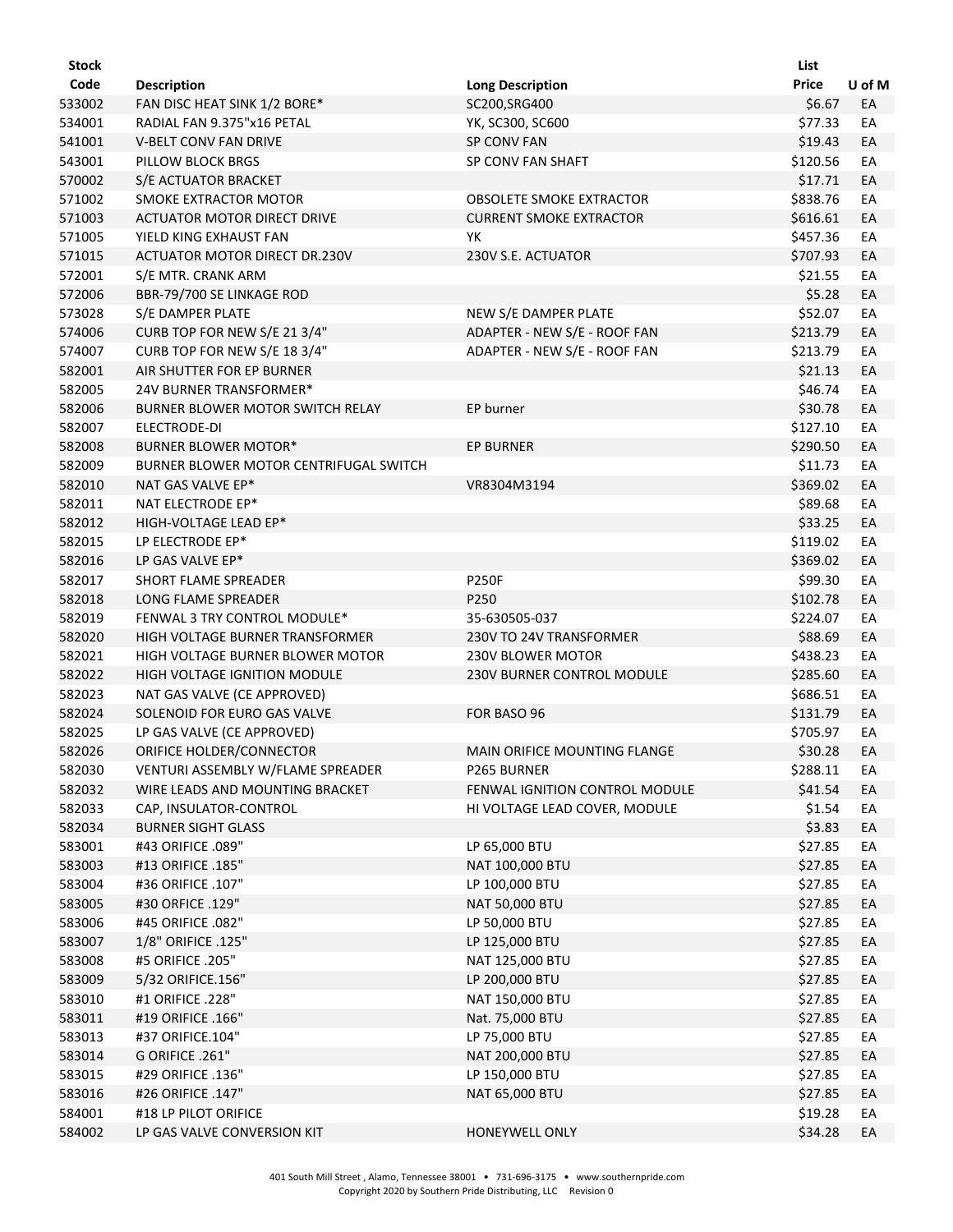| Stock Code | Description | Long Description | List Price | U of M |
|---|---|---|---|---|
| 533002 | FAN DISC HEAT SINK 1/2 BORE* | SC200,SRG400 | $6.67 | EA |
| 534001 | RADIAL FAN 9.375"x16 PETAL | YK, SC300, SC600 | $77.33 | EA |
| 541001 | V-BELT CONV FAN DRIVE | SP CONV FAN | $19.43 | EA |
| 543001 | PILLOW BLOCK BRGS | SP CONV FAN SHAFT | $120.56 | EA |
| 570002 | S/E ACTUATOR BRACKET | | $17.71 | EA |
| 571002 | SMOKE EXTRACTOR MOTOR | OBSOLETE SMOKE EXTRACTOR | $838.76 | EA |
| 571003 | ACTUATOR MOTOR DIRECT DRIVE | CURRENT SMOKE EXTRACTOR | $616.61 | EA |
| 571005 | YIELD KING EXHAUST FAN | YK | $457.36 | EA |
| 571015 | ACTUATOR MOTOR DIRECT DR.230V | 230V S.E. ACTUATOR | $707.93 | EA |
| 572001 | S/E MTR. CRANK ARM | | $21.55 | EA |
| 572006 | BBR-79/700 SE LINKAGE ROD | | $5.28 | EA |
| 573028 | S/E DAMPER PLATE | NEW S/E DAMPER PLATE | $52.07 | EA |
| 574006 | CURB TOP FOR NEW S/E 21 3/4" | ADAPTER - NEW S/E - ROOF FAN | $213.79 | EA |
| 574007 | CURB TOP FOR NEW S/E 18 3/4" | ADAPTER - NEW S/E - ROOF FAN | $213.79 | EA |
| 582001 | AIR SHUTTER FOR EP BURNER | | $21.13 | EA |
| 582005 | 24V BURNER TRANSFORMER* | | $46.74 | EA |
| 582006 | BURNER BLOWER MOTOR SWITCH RELAY | EP burner | $30.78 | EA |
| 582007 | ELECTRODE-DI | | $127.10 | EA |
| 582008 | BURNER BLOWER MOTOR* | EP BURNER | $290.50 | EA |
| 582009 | BURNER BLOWER MOTOR CENTRIFUGAL SWITCH | | $11.73 | EA |
| 582010 | NAT GAS VALVE EP* | VR8304M3194 | $369.02 | EA |
| 582011 | NAT ELECTRODE EP* | | $89.68 | EA |
| 582012 | HIGH-VOLTAGE LEAD EP* | | $33.25 | EA |
| 582015 | LP ELECTRODE EP* | | $119.02 | EA |
| 582016 | LP GAS VALVE EP* | | $369.02 | EA |
| 582017 | SHORT FLAME SPREADER | P250F | $99.30 | EA |
| 582018 | LONG FLAME SPREADER | P250 | $102.78 | EA |
| 582019 | FENWAL 3 TRY CONTROL MODULE* | 35-630505-037 | $224.07 | EA |
| 582020 | HIGH VOLTAGE BURNER TRANSFORMER | 230V TO 24V TRANSFORMER | $88.69 | EA |
| 582021 | HIGH VOLTAGE BURNER BLOWER MOTOR | 230V BLOWER MOTOR | $438.23 | EA |
| 582022 | HIGH VOLTAGE IGNITION MODULE | 230V BURNER CONTROL MODULE | $285.60 | EA |
| 582023 | NAT GAS VALVE (CE APPROVED) | | $686.51 | EA |
| 582024 | SOLENOID FOR EURO GAS VALVE | FOR BASO 96 | $131.79 | EA |
| 582025 | LP GAS VALVE (CE APPROVED) | | $705.97 | EA |
| 582026 | ORIFICE HOLDER/CONNECTOR | MAIN ORIFICE MOUNTING FLANGE | $30.28 | EA |
| 582030 | VENTURI ASSEMBLY W/FLAME SPREADER | P265 BURNER | $288.11 | EA |
| 582032 | WIRE LEADS AND MOUNTING BRACKET | FENWAL IGNITION CONTROL MODULE | $41.54 | EA |
| 582033 | CAP, INSULATOR-CONTROL | HI VOLTAGE LEAD COVER, MODULE | $1.54 | EA |
| 582034 | BURNER SIGHT GLASS | | $3.83 | EA |
| 583001 | #43 ORIFICE .089" | LP 65,000 BTU | $27.85 | EA |
| 583003 | #13 ORIFICE .185" | NAT 100,000 BTU | $27.85 | EA |
| 583004 | #36 ORIFICE .107" | LP 100,000 BTU | $27.85 | EA |
| 583005 | #30 ORFICE .129" | NAT 50,000 BTU | $27.85 | EA |
| 583006 | #45 ORIFICE .082" | LP 50,000 BTU | $27.85 | EA |
| 583007 | 1/8" ORIFICE .125" | LP 125,000 BTU | $27.85 | EA |
| 583008 | #5 ORIFICE .205" | NAT 125,000 BTU | $27.85 | EA |
| 583009 | 5/32 ORIFICE.156" | LP 200,000 BTU | $27.85 | EA |
| 583010 | #1 ORIFICE .228" | NAT 150,000 BTU | $27.85 | EA |
| 583011 | #19 ORIFICE .166" | Nat. 75,000 BTU | $27.85 | EA |
| 583013 | #37 ORIFICE.104" | LP 75,000 BTU | $27.85 | EA |
| 583014 | G ORIFICE .261" | NAT 200,000 BTU | $27.85 | EA |
| 583015 | #29 ORIFICE .136" | LP 150,000 BTU | $27.85 | EA |
| 583016 | #26 ORIFICE .147" | NAT 65,000 BTU | $27.85 | EA |
| 584001 | #18 LP PILOT ORIFICE | | $19.28 | EA |
| 584002 | LP GAS VALVE CONVERSION KIT | HONEYWELL ONLY | $34.28 | EA |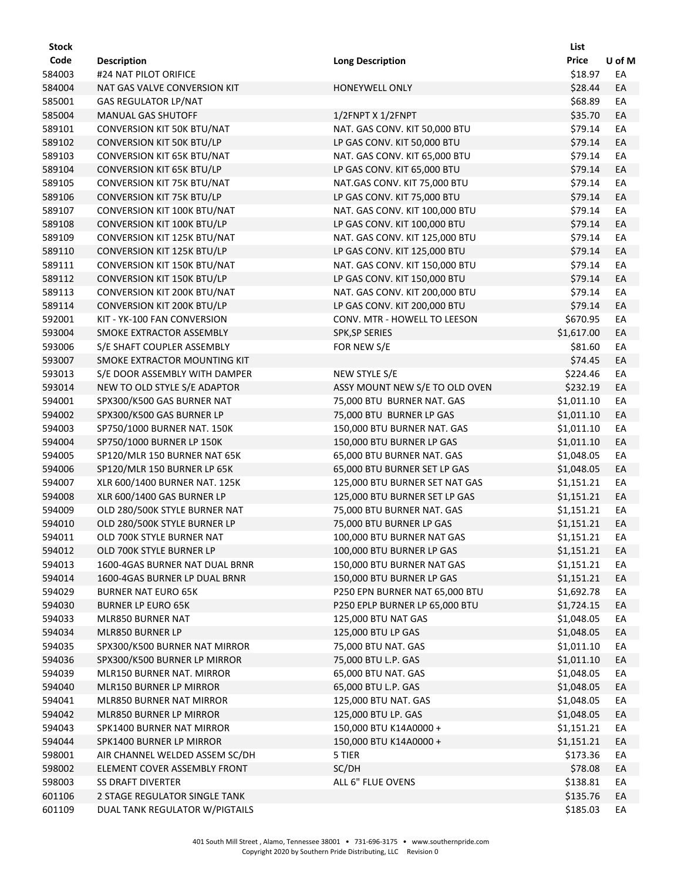| Stock Code | Description | Long Description | List Price | U of M |
|---|---|---|---|---|
| 584003 | #24 NAT PILOT ORIFICE | | $18.97 | EA |
| 584004 | NAT GAS VALVE CONVERSION KIT | HONEYWELL ONLY | $28.44 | EA |
| 585001 | GAS REGULATOR LP/NAT | | $68.89 | EA |
| 585004 | MANUAL GAS SHUTOFF | 1/2FNPT X 1/2FNPT | $35.70 | EA |
| 589101 | CONVERSION KIT 50K BTU/NAT | NAT. GAS CONV. KIT 50,000 BTU | $79.14 | EA |
| 589102 | CONVERSION KIT 50K BTU/LP | LP GAS CONV. KIT 50,000 BTU | $79.14 | EA |
| 589103 | CONVERSION KIT 65K BTU/NAT | NAT. GAS CONV. KIT 65,000 BTU | $79.14 | EA |
| 589104 | CONVERSION KIT 65K BTU/LP | LP GAS CONV. KIT 65,000 BTU | $79.14 | EA |
| 589105 | CONVERSION KIT 75K BTU/NAT | NAT.GAS CONV. KIT 75,000 BTU | $79.14 | EA |
| 589106 | CONVERSION KIT 75K BTU/LP | LP GAS CONV. KIT 75,000 BTU | $79.14 | EA |
| 589107 | CONVERSION KIT 100K BTU/NAT | NAT. GAS CONV. KIT 100,000 BTU | $79.14 | EA |
| 589108 | CONVERSION KIT 100K BTU/LP | LP GAS CONV. KIT 100,000 BTU | $79.14 | EA |
| 589109 | CONVERSION KIT 125K BTU/NAT | NAT. GAS CONV. KIT 125,000 BTU | $79.14 | EA |
| 589110 | CONVERSION KIT 125K BTU/LP | LP GAS CONV. KIT 125,000 BTU | $79.14 | EA |
| 589111 | CONVERSION KIT 150K BTU/NAT | NAT. GAS CONV. KIT 150,000 BTU | $79.14 | EA |
| 589112 | CONVERSION KIT 150K BTU/LP | LP GAS CONV. KIT 150,000 BTU | $79.14 | EA |
| 589113 | CONVERSION KIT 200K BTU/NAT | NAT. GAS CONV. KIT 200,000 BTU | $79.14 | EA |
| 589114 | CONVERSION KIT 200K BTU/LP | LP GAS CONV. KIT 200,000 BTU | $79.14 | EA |
| 592001 | KIT - YK-100 FAN CONVERSION | CONV. MTR - HOWELL TO LEESON | $670.95 | EA |
| 593004 | SMOKE EXTRACTOR ASSEMBLY | SPK,SP SERIES | $1,617.00 | EA |
| 593006 | S/E SHAFT COUPLER ASSEMBLY | FOR NEW S/E | $81.60 | EA |
| 593007 | SMOKE EXTRACTOR MOUNTING KIT | | $74.45 | EA |
| 593013 | S/E DOOR ASSEMBLY WITH DAMPER | NEW STYLE S/E | $224.46 | EA |
| 593014 | NEW TO OLD STYLE S/E ADAPTOR | ASSY MOUNT NEW S/E TO OLD OVEN | $232.19 | EA |
| 594001 | SPX300/K500 GAS BURNER NAT | 75,000 BTU BURNER NAT. GAS | $1,011.10 | EA |
| 594002 | SPX300/K500 GAS BURNER LP | 75,000 BTU BURNER LP GAS | $1,011.10 | EA |
| 594003 | SP750/1000 BURNER NAT. 150K | 150,000 BTU BURNER NAT. GAS | $1,011.10 | EA |
| 594004 | SP750/1000 BURNER LP 150K | 150,000 BTU BURNER LP GAS | $1,011.10 | EA |
| 594005 | SP120/MLR 150 BURNER NAT 65K | 65,000 BTU BURNER NAT. GAS | $1,048.05 | EA |
| 594006 | SP120/MLR 150 BURNER LP 65K | 65,000 BTU BURNER SET LP GAS | $1,048.05 | EA |
| 594007 | XLR 600/1400 BURNER NAT. 125K | 125,000 BTU BURNER SET NAT GAS | $1,151.21 | EA |
| 594008 | XLR 600/1400 GAS BURNER LP | 125,000 BTU BURNER SET LP GAS | $1,151.21 | EA |
| 594009 | OLD 280/500K STYLE BURNER NAT | 75,000 BTU BURNER NAT. GAS | $1,151.21 | EA |
| 594010 | OLD 280/500K STYLE BURNER LP | 75,000 BTU BURNER LP GAS | $1,151.21 | EA |
| 594011 | OLD 700K STYLE BURNER NAT | 100,000 BTU BURNER NAT GAS | $1,151.21 | EA |
| 594012 | OLD 700K STYLE BURNER LP | 100,000 BTU BURNER LP GAS | $1,151.21 | EA |
| 594013 | 1600-4GAS BURNER NAT DUAL BRNR | 150,000 BTU BURNER NAT GAS | $1,151.21 | EA |
| 594014 | 1600-4GAS BURNER LP DUAL BRNR | 150,000 BTU BURNER LP GAS | $1,151.21 | EA |
| 594029 | BURNER NAT EURO 65K | P250 EPN BURNER NAT 65,000 BTU | $1,692.78 | EA |
| 594030 | BURNER LP EURO 65K | P250 EPLP BURNER LP 65,000 BTU | $1,724.15 | EA |
| 594033 | MLR850 BURNER NAT | 125,000 BTU NAT GAS | $1,048.05 | EA |
| 594034 | MLR850 BURNER LP | 125,000 BTU LP GAS | $1,048.05 | EA |
| 594035 | SPX300/K500 BURNER NAT MIRROR | 75,000 BTU NAT. GAS | $1,011.10 | EA |
| 594036 | SPX300/K500 BURNER LP MIRROR | 75,000 BTU L.P. GAS | $1,011.10 | EA |
| 594039 | MLR150 BURNER NAT. MIRROR | 65,000 BTU NAT. GAS | $1,048.05 | EA |
| 594040 | MLR150 BURNER LP MIRROR | 65,000 BTU L.P. GAS | $1,048.05 | EA |
| 594041 | MLR850 BURNER NAT MIRROR | 125,000 BTU NAT. GAS | $1,048.05 | EA |
| 594042 | MLR850 BURNER LP MIRROR | 125,000 BTU LP. GAS | $1,048.05 | EA |
| 594043 | SPK1400 BURNER NAT MIRROR | 150,000 BTU K14A0000 + | $1,151.21 | EA |
| 594044 | SPK1400 BURNER LP MIRROR | 150,000 BTU K14A0000 + | $1,151.21 | EA |
| 598001 | AIR CHANNEL WELDED ASSEM SC/DH | 5 TIER | $173.36 | EA |
| 598002 | ELEMENT COVER ASSEMBLY FRONT | SC/DH | $78.08 | EA |
| 598003 | SS DRAFT DIVERTER | ALL 6" FLUE OVENS | $138.81 | EA |
| 601106 | 2 STAGE REGULATOR SINGLE TANK | | $135.76 | EA |
| 601109 | DUAL TANK REGULATOR W/PIGTAILS | | $185.03 | EA |

401 South Mill Street , Alamo, Tennessee 38001 • 731-696-3175 • www.southernpride.com
Copyright 2020 by Southern Pride Distributing, LLC Revision 0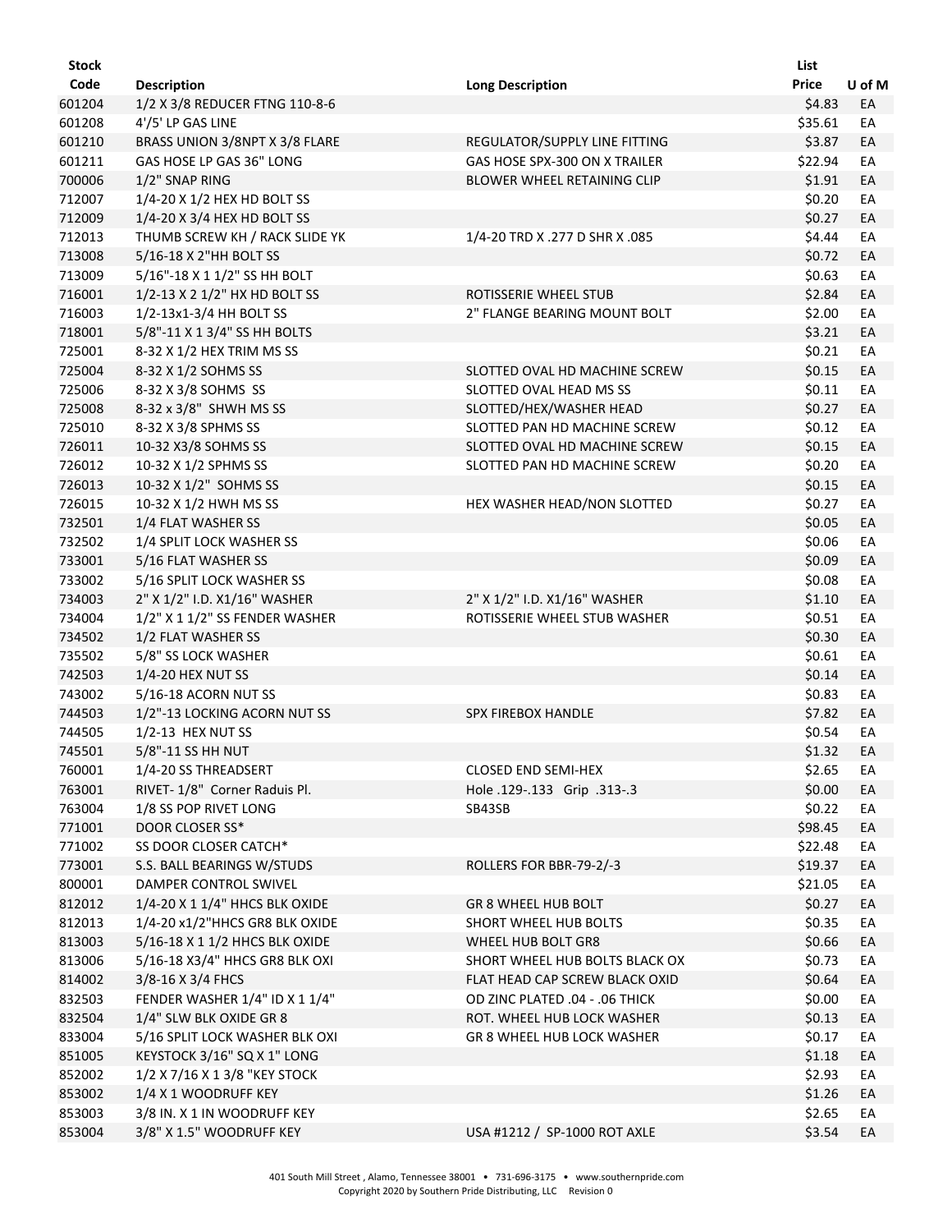| Stock Code | Description | Long Description | List Price | U of M |
|---|---|---|---|---|
| 601204 | 1/2 X 3/8 REDUCER FTNG 110-8-6 | | \$4.83 | EA |
| 601208 | 4'/5' LP GAS LINE | | \$35.61 | EA |
| 601210 | BRASS UNION 3/8NPT X 3/8 FLARE | REGULATOR/SUPPLY LINE FITTING | \$3.87 | EA |
| 601211 | GAS HOSE LP GAS 36" LONG | GAS HOSE SPX-300 ON X TRAILER | \$22.94 | EA |
| 700006 | 1/2" SNAP RING | BLOWER WHEEL RETAINING CLIP | \$1.91 | EA |
| 712007 | 1/4-20 X 1/2 HEX HD BOLT SS | | \$0.20 | EA |
| 712009 | 1/4-20 X 3/4 HEX HD BOLT SS | | \$0.27 | EA |
| 712013 | THUMB SCREW KH / RACK SLIDE YK | 1/4-20 TRD X .277 D SHR X .085 | \$4.44 | EA |
| 713008 | 5/16-18 X 2"HH BOLT SS | | \$0.72 | EA |
| 713009 | 5/16"-18 X 1 1/2" SS HH BOLT | | \$0.63 | EA |
| 716001 | 1/2-13 X 2 1/2" HX HD BOLT SS | ROTISSERIE WHEEL STUB | \$2.84 | EA |
| 716003 | 1/2-13x1-3/4 HH BOLT SS | 2" FLANGE BEARING MOUNT BOLT | \$2.00 | EA |
| 718001 | 5/8"-11 X 1 3/4" SS HH BOLTS | | \$3.21 | EA |
| 725001 | 8-32 X 1/2 HEX TRIM MS SS | | \$0.21 | EA |
| 725004 | 8-32 X 1/2 SOHMS SS | SLOTTED OVAL HD MACHINE SCREW | \$0.15 | EA |
| 725006 | 8-32 X 3/8 SOHMS SS | SLOTTED OVAL HEAD MS SS | \$0.11 | EA |
| 725008 | 8-32 x 3/8" SHWH MS SS | SLOTTED/HEX/WASHER HEAD | \$0.27 | EA |
| 725010 | 8-32 X 3/8 SPHMS SS | SLOTTED PAN HD MACHINE SCREW | \$0.12 | EA |
| 726011 | 10-32 X3/8 SOHMS SS | SLOTTED OVAL HD MACHINE SCREW | \$0.15 | EA |
| 726012 | 10-32 X 1/2 SPHMS SS | SLOTTED PAN HD MACHINE SCREW | \$0.20 | EA |
| 726013 | 10-32 X 1/2" SOHMS SS | | \$0.15 | EA |
| 726015 | 10-32 X 1/2 HWH MS SS | HEX WASHER HEAD/NON SLOTTED | \$0.27 | EA |
| 732501 | 1/4 FLAT WASHER SS | | \$0.05 | EA |
| 732502 | 1/4 SPLIT LOCK WASHER SS | | \$0.06 | EA |
| 733001 | 5/16 FLAT WASHER SS | | \$0.09 | EA |
| 733002 | 5/16 SPLIT LOCK WASHER SS | | \$0.08 | EA |
| 734003 | 2" X 1/2" I.D. X1/16" WASHER | 2" X 1/2" I.D. X1/16" WASHER | \$1.10 | EA |
| 734004 | 1/2" X 1 1/2" SS FENDER WASHER | ROTISSERIE WHEEL STUB WASHER | \$0.51 | EA |
| 734502 | 1/2 FLAT WASHER SS | | \$0.30 | EA |
| 735502 | 5/8" SS LOCK WASHER | | \$0.61 | EA |
| 742503 | 1/4-20 HEX NUT SS | | \$0.14 | EA |
| 743002 | 5/16-18 ACORN NUT SS | | \$0.83 | EA |
| 744503 | 1/2"-13 LOCKING ACORN NUT SS | SPX FIREBOX HANDLE | \$7.82 | EA |
| 744505 | 1/2-13 HEX NUT SS | | \$0.54 | EA |
| 745501 | 5/8"-11 SS HH NUT | | \$1.32 | EA |
| 760001 | 1/4-20 SS THREADSERT | CLOSED END SEMI-HEX | \$2.65 | EA |
| 763001 | RIVET- 1/8" Corner Raduis Pl. | Hole .129-.133 Grip .313-.3 | \$0.00 | EA |
| 763004 | 1/8 SS POP RIVET LONG | SB43SB | \$0.22 | EA |
| 771001 | DOOR CLOSER SS* | | \$98.45 | EA |
| 771002 | SS DOOR CLOSER CATCH* | | \$22.48 | EA |
| 773001 | S.S. BALL BEARINGS W/STUDS | ROLLERS FOR BBR-79-2/-3 | \$19.37 | EA |
| 800001 | DAMPER CONTROL SWIVEL | | \$21.05 | EA |
| 812012 | 1/4-20 X 1 1/4" HHCS BLK OXIDE | GR 8 WHEEL HUB BOLT | \$0.27 | EA |
| 812013 | 1/4-20 x1/2"HHCS GR8 BLK OXIDE | SHORT WHEEL HUB BOLTS | \$0.35 | EA |
| 813003 | 5/16-18 X 1 1/2 HHCS BLK OXIDE | WHEEL HUB BOLT GR8 | \$0.66 | EA |
| 813006 | 5/16-18 X3/4" HHCS GR8 BLK OXI | SHORT WHEEL HUB BOLTS BLACK OX | \$0.73 | EA |
| 814002 | 3/8-16 X 3/4 FHCS | FLAT HEAD CAP SCREW BLACK OXID | \$0.64 | EA |
| 832503 | FENDER WASHER 1/4" ID X 1 1/4" | OD ZINC PLATED .04 - .06 THICK | \$0.00 | EA |
| 832504 | 1/4" SLW BLK OXIDE GR 8 | ROT. WHEEL HUB LOCK WASHER | \$0.13 | EA |
| 833004 | 5/16 SPLIT LOCK WASHER BLK OXI | GR 8 WHEEL HUB LOCK WASHER | \$0.17 | EA |
| 851005 | KEYSTOCK 3/16" SQ X 1" LONG | | \$1.18 | EA |
| 852002 | 1/2 X 7/16 X 1 3/8 "KEY STOCK | | \$2.93 | EA |
| 853002 | 1/4 X 1 WOODRUFF KEY | | \$1.26 | EA |
| 853003 | 3/8 IN. X 1 IN WOODRUFF KEY | | \$2.65 | EA |
| 853004 | 3/8" X 1.5" WOODRUFF KEY | USA #1212 / SP-1000 ROT AXLE | \$3.54 | EA |

401 South Mill Street , Alamo, Tennessee 38001 • 731-696-3175 • www.southernpride.com
Copyright 2020 by Southern Pride Distributing, LLC Revision 0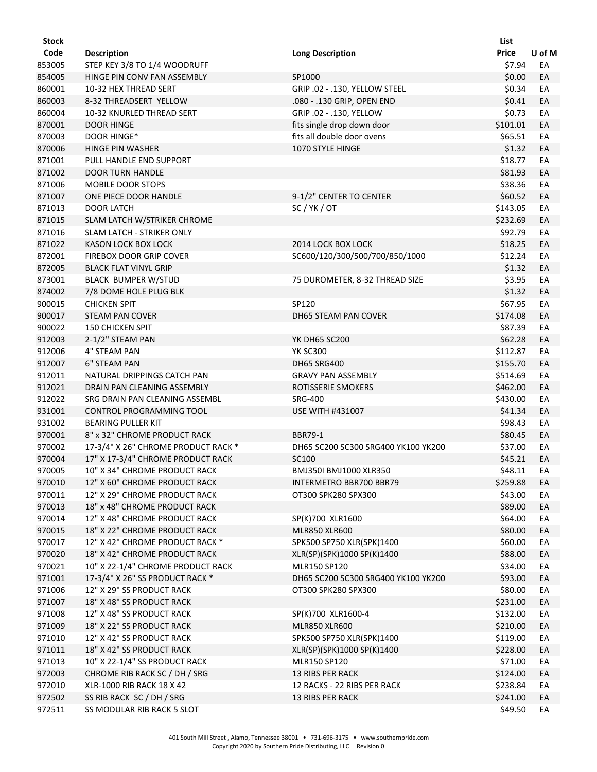| Stock Code | Description | Long Description | List Price | U of M |
|---|---|---|---|---|
| 853005 | STEP KEY 3/8 TO 1/4 WOODRUFF | | $7.94 | EA |
| 854005 | HINGE PIN CONV FAN ASSEMBLY | SP1000 | $0.00 | EA |
| 860001 | 10-32 HEX THREAD SERT | GRIP .02 - .130, YELLOW STEEL | $0.34 | EA |
| 860003 | 8-32 THREADSERT YELLOW | .080 - .130 GRIP, OPEN END | $0.41 | EA |
| 860004 | 10-32 KNURLED THREAD SERT | GRIP .02 - .130, YELLOW | $0.73 | EA |
| 870001 | DOOR HINGE | fits single drop down door | $101.01 | EA |
| 870003 | DOOR HINGE* | fits all double door ovens | $65.51 | EA |
| 870006 | HINGE PIN WASHER | 1070 STYLE HINGE | $1.32 | EA |
| 871001 | PULL HANDLE END SUPPORT | | $18.77 | EA |
| 871002 | DOOR TURN HANDLE | | $81.93 | EA |
| 871006 | MOBILE DOOR STOPS | | $38.36 | EA |
| 871007 | ONE PIECE DOOR HANDLE | 9-1/2" CENTER TO CENTER | $60.52 | EA |
| 871013 | DOOR LATCH | SC / YK / OT | $143.05 | EA |
| 871015 | SLAM LATCH W/STRIKER CHROME | | $232.69 | EA |
| 871016 | SLAM LATCH - STRIKER ONLY | | $92.79 | EA |
| 871022 | KASON LOCK BOX LOCK | 2014 LOCK BOX LOCK | $18.25 | EA |
| 872001 | FIREBOX DOOR GRIP COVER | SC600/120/300/500/700/850/1000 | $12.24 | EA |
| 872005 | BLACK FLAT VINYL GRIP | | $1.32 | EA |
| 873001 | BLACK BUMPER W/STUD | 75 DUROMETER, 8-32 THREAD SIZE | $3.95 | EA |
| 874002 | 7/8 DOME HOLE PLUG BLK | | $1.32 | EA |
| 900015 | CHICKEN SPIT | SP120 | $67.95 | EA |
| 900017 | STEAM PAN COVER | DH65 STEAM PAN COVER | $174.08 | EA |
| 900022 | 150 CHICKEN SPIT | | $87.39 | EA |
| 912003 | 2-1/2" STEAM PAN | YK DH65 SC200 | $62.28 | EA |
| 912006 | 4" STEAM PAN | YK SC300 | $112.87 | EA |
| 912007 | 6" STEAM PAN | DH65 SRG400 | $155.70 | EA |
| 912011 | NATURAL DRIPPINGS CATCH PAN | GRAVY PAN ASSEMBLY | $514.69 | EA |
| 912021 | DRAIN PAN CLEANING ASSEMBLY | ROTISSERIE SMOKERS | $462.00 | EA |
| 912022 | SRG DRAIN PAN CLEANING ASSEMBL | SRG-400 | $430.00 | EA |
| 931001 | CONTROL PROGRAMMING TOOL | USE WITH #431007 | $41.34 | EA |
| 931002 | BEARING PULLER KIT | | $98.43 | EA |
| 970001 | 8" x 32" CHROME PRODUCT RACK | BBR79-1 | $80.45 | EA |
| 970002 | 17-3/4" X 26" CHROME PRODUCT RACK * | DH65 SC200 SC300 SRG400 YK100 YK200 | $37.00 | EA |
| 970004 | 17" X 17-3/4" CHROME PRODUCT RACK | SC100 | $45.21 | EA |
| 970005 | 10" X 34" CHROME PRODUCT RACK | BMJ350I BMJ1000 XLR350 | $48.11 | EA |
| 970010 | 12" X 60" CHROME PRODUCT RACK | INTERMETRO BBR700 BBR79 | $259.88 | EA |
| 970011 | 12" X 29" CHROME PRODUCT RACK | OT300 SPK280 SPX300 | $43.00 | EA |
| 970013 | 18" x 48" CHROME PRODUCT RACK | | $89.00 | EA |
| 970014 | 12" X 48" CHROME PRODUCT RACK | SP(K)700 XLR1600 | $64.00 | EA |
| 970015 | 18" X 22" CHROME PRODUCT RACK | MLR850 XLR600 | $80.00 | EA |
| 970017 | 12" X 42" CHROME PRODUCT RACK * | SPK500 SP750 XLR(SPK)1400 | $60.00 | EA |
| 970020 | 18" X 42" CHROME PRODUCT RACK | XLR(SP)(SPK)1000 SP(K)1400 | $88.00 | EA |
| 970021 | 10" X 22-1/4" CHROME PRODUCT RACK | MLR150 SP120 | $34.00 | EA |
| 971001 | 17-3/4" X 26" SS PRODUCT RACK * | DH65 SC200 SC300 SRG400 YK100 YK200 | $93.00 | EA |
| 971006 | 12" X 29" SS PRODUCT RACK | OT300 SPK280 SPX300 | $80.00 | EA |
| 971007 | 18" X 48" SS PRODUCT RACK | | $231.00 | EA |
| 971008 | 12" X 48" SS PRODUCT RACK | SP(K)700 XLR1600-4 | $132.00 | EA |
| 971009 | 18" X 22" SS PRODUCT RACK | MLR850 XLR600 | $210.00 | EA |
| 971010 | 12" X 42" SS PRODUCT RACK | SPK500 SP750 XLR(SPK)1400 | $119.00 | EA |
| 971011 | 18" X 42" SS PRODUCT RACK | XLR(SP)(SPK)1000 SP(K)1400 | $228.00 | EA |
| 971013 | 10" X 22-1/4" SS PRODUCT RACK | MLR150 SP120 | $71.00 | EA |
| 972003 | CHROME RIB RACK SC / DH / SRG | 13 RIBS PER RACK | $124.00 | EA |
| 972010 | XLR-1000 RIB RACK 18 X 42 | 12 RACKS - 22 RIBS PER RACK | $238.84 | EA |
| 972502 | SS RIB RACK SC / DH / SRG | 13 RIBS PER RACK | $241.00 | EA |
| 972511 | SS MODULAR RIB RACK 5 SLOT | | $49.50 | EA |

401 South Mill Street , Alamo, Tennessee 38001 • 731-696-3175 • www.southernpride.com
Copyright 2020 by Southern Pride Distributing, LLC Revision 0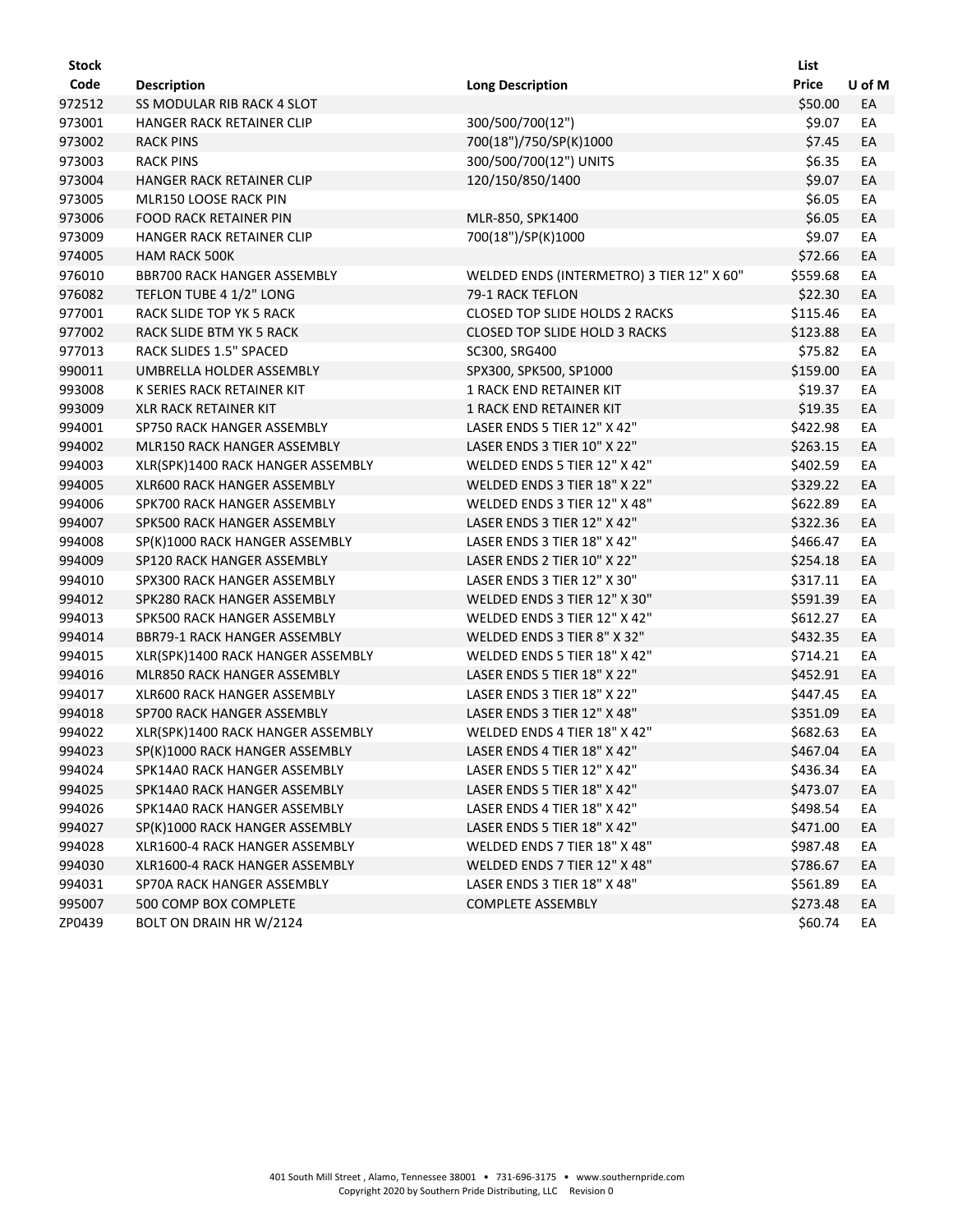| Stock Code | Description | Long Description | List Price | U of M |
|---|---|---|---|---|
| 972512 | SS MODULAR RIB RACK 4 SLOT | | $50.00 | EA |
| 973001 | HANGER RACK RETAINER CLIP | 300/500/700(12") | $9.07 | EA |
| 973002 | RACK PINS | 700(18")/750/SP(K)1000 | $7.45 | EA |
| 973003 | RACK PINS | 300/500/700(12") UNITS | $6.35 | EA |
| 973004 | HANGER RACK RETAINER CLIP | 120/150/850/1400 | $9.07 | EA |
| 973005 | MLR150 LOOSE RACK PIN | | $6.05 | EA |
| 973006 | FOOD RACK RETAINER PIN | MLR-850, SPK1400 | $6.05 | EA |
| 973009 | HANGER RACK RETAINER CLIP | 700(18")/SP(K)1000 | $9.07 | EA |
| 974005 | HAM RACK 500K | | $72.66 | EA |
| 976010 | BBR700 RACK HANGER ASSEMBLY | WELDED ENDS (INTERMETRO) 3 TIER 12" X 60" | $559.68 | EA |
| 976082 | TEFLON TUBE 4 1/2" LONG | 79-1 RACK TEFLON | $22.30 | EA |
| 977001 | RACK SLIDE TOP YK 5 RACK | CLOSED TOP SLIDE HOLDS 2 RACKS | $115.46 | EA |
| 977002 | RACK SLIDE BTM YK 5 RACK | CLOSED TOP SLIDE HOLD 3 RACKS | $123.88 | EA |
| 977013 | RACK SLIDES 1.5" SPACED | SC300, SRG400 | $75.82 | EA |
| 990011 | UMBRELLA HOLDER ASSEMBLY | SPX300, SPK500, SP1000 | $159.00 | EA |
| 993008 | K SERIES RACK RETAINER KIT | 1 RACK END RETAINER KIT | $19.37 | EA |
| 993009 | XLR RACK RETAINER KIT | 1 RACK END RETAINER KIT | $19.35 | EA |
| 994001 | SP750 RACK HANGER ASSEMBLY | LASER ENDS 5 TIER 12" X 42" | $422.98 | EA |
| 994002 | MLR150 RACK HANGER ASSEMBLY | LASER ENDS 3 TIER 10" X 22" | $263.15 | EA |
| 994003 | XLR(SPK)1400 RACK HANGER ASSEMBLY | WELDED ENDS 5 TIER 12" X 42" | $402.59 | EA |
| 994005 | XLR600 RACK HANGER ASSEMBLY | WELDED ENDS 3 TIER 18" X 22" | $329.22 | EA |
| 994006 | SPK700 RACK HANGER ASSEMBLY | WELDED ENDS 3 TIER 12" X 48" | $622.89 | EA |
| 994007 | SPK500 RACK HANGER ASSEMBLY | LASER ENDS 3 TIER 12" X 42" | $322.36 | EA |
| 994008 | SP(K)1000 RACK HANGER ASSEMBLY | LASER ENDS 3 TIER 18" X 42" | $466.47 | EA |
| 994009 | SP120 RACK HANGER ASSEMBLY | LASER ENDS 2 TIER 10" X 22" | $254.18 | EA |
| 994010 | SPX300 RACK HANGER ASSEMBLY | LASER ENDS 3 TIER 12" X 30" | $317.11 | EA |
| 994012 | SPK280 RACK HANGER ASSEMBLY | WELDED ENDS 3 TIER 12" X 30" | $591.39 | EA |
| 994013 | SPK500 RACK HANGER ASSEMBLY | WELDED ENDS 3 TIER 12" X 42" | $612.27 | EA |
| 994014 | BBR79-1 RACK HANGER ASSEMBLY | WELDED ENDS 3 TIER 8" X 32" | $432.35 | EA |
| 994015 | XLR(SPK)1400 RACK HANGER ASSEMBLY | WELDED ENDS 5 TIER 18" X 42" | $714.21 | EA |
| 994016 | MLR850 RACK HANGER ASSEMBLY | LASER ENDS 5 TIER 18" X 22" | $452.91 | EA |
| 994017 | XLR600 RACK HANGER ASSEMBLY | LASER ENDS 3 TIER 18" X 22" | $447.45 | EA |
| 994018 | SP700 RACK HANGER ASSEMBLY | LASER ENDS 3 TIER 12" X 48" | $351.09 | EA |
| 994022 | XLR(SPK)1400 RACK HANGER ASSEMBLY | WELDED ENDS 4 TIER 18" X 42" | $682.63 | EA |
| 994023 | SP(K)1000 RACK HANGER ASSEMBLY | LASER ENDS 4 TIER 18" X 42" | $467.04 | EA |
| 994024 | SPK14A0 RACK HANGER ASSEMBLY | LASER ENDS 5 TIER 12" X 42" | $436.34 | EA |
| 994025 | SPK14A0 RACK HANGER ASSEMBLY | LASER ENDS 5 TIER 18" X 42" | $473.07 | EA |
| 994026 | SPK14A0 RACK HANGER ASSEMBLY | LASER ENDS 4 TIER 18" X 42" | $498.54 | EA |
| 994027 | SP(K)1000 RACK HANGER ASSEMBLY | LASER ENDS 5 TIER 18" X 42" | $471.00 | EA |
| 994028 | XLR1600-4 RACK HANGER ASSEMBLY | WELDED ENDS 7 TIER 18" X 48" | $987.48 | EA |
| 994030 | XLR1600-4 RACK HANGER ASSEMBLY | WELDED ENDS 7 TIER 12" X 48" | $786.67 | EA |
| 994031 | SP70A RACK HANGER ASSEMBLY | LASER ENDS 3 TIER 18" X 48" | $561.89 | EA |
| 995007 | 500 COMP BOX COMPLETE | COMPLETE ASSEMBLY | $273.48 | EA |
| ZP0439 | BOLT ON DRAIN HR W/2124 | | $60.74 | EA |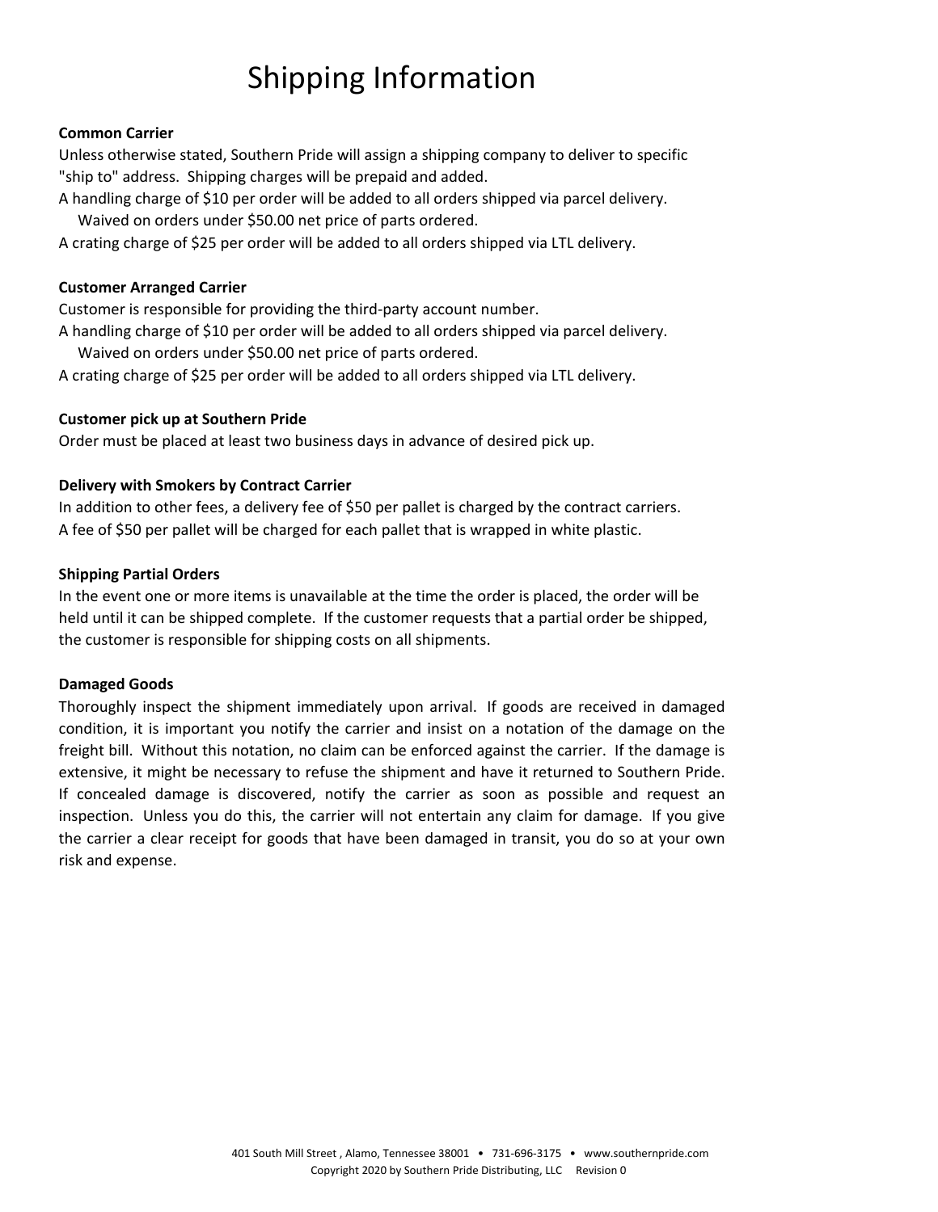# Shipping Information

**Common Carrier**

Unless otherwise stated, Southern Pride will assign a shipping company to deliver to specific "ship to" address. Shipping charges will be prepaid and added.

A handling charge of $10 per order will be added to all orders shipped via parcel delivery.
Waived on orders under $50.00 net price of parts ordered.

A crating charge of $25 per order will be added to all orders shipped via LTL delivery.

**Customer Arranged Carrier**

Customer is responsible for providing the third-party account number.

A handling charge of $10 per order will be added to all orders shipped via parcel delivery.
Waived on orders under $50.00 net price of parts ordered.

A crating charge of $25 per order will be added to all orders shipped via LTL delivery.

**Customer pick up at Southern Pride**

Order must be placed at least two business days in advance of desired pick up.

**Delivery with Smokers by Contract Carrier**

In addition to other fees, a delivery fee of $50 per pallet is charged by the contract carriers.

A fee of $50 per pallet will be charged for each pallet that is wrapped in white plastic.

**Shipping Partial Orders**

In the event one or more items is unavailable at the time the order is placed, the order will be held until it can be shipped complete. If the customer requests that a partial order be shipped, the customer is responsible for shipping costs on all shipments.

**Damaged Goods**

Thoroughly inspect the shipment immediately upon arrival. If goods are received in damaged condition, it is important you notify the carrier and insist on a notation of the damage on the freight bill. Without this notation, no claim can be enforced against the carrier. If the damage is extensive, it might be necessary to refuse the shipment and have it returned to Southern Pride. If concealed damage is discovered, notify the carrier as soon as possible and request an inspection. Unless you do this, the carrier will not entertain any claim for damage. If you give the carrier a clear receipt for goods that have been damaged in transit, you do so at your own risk and expense.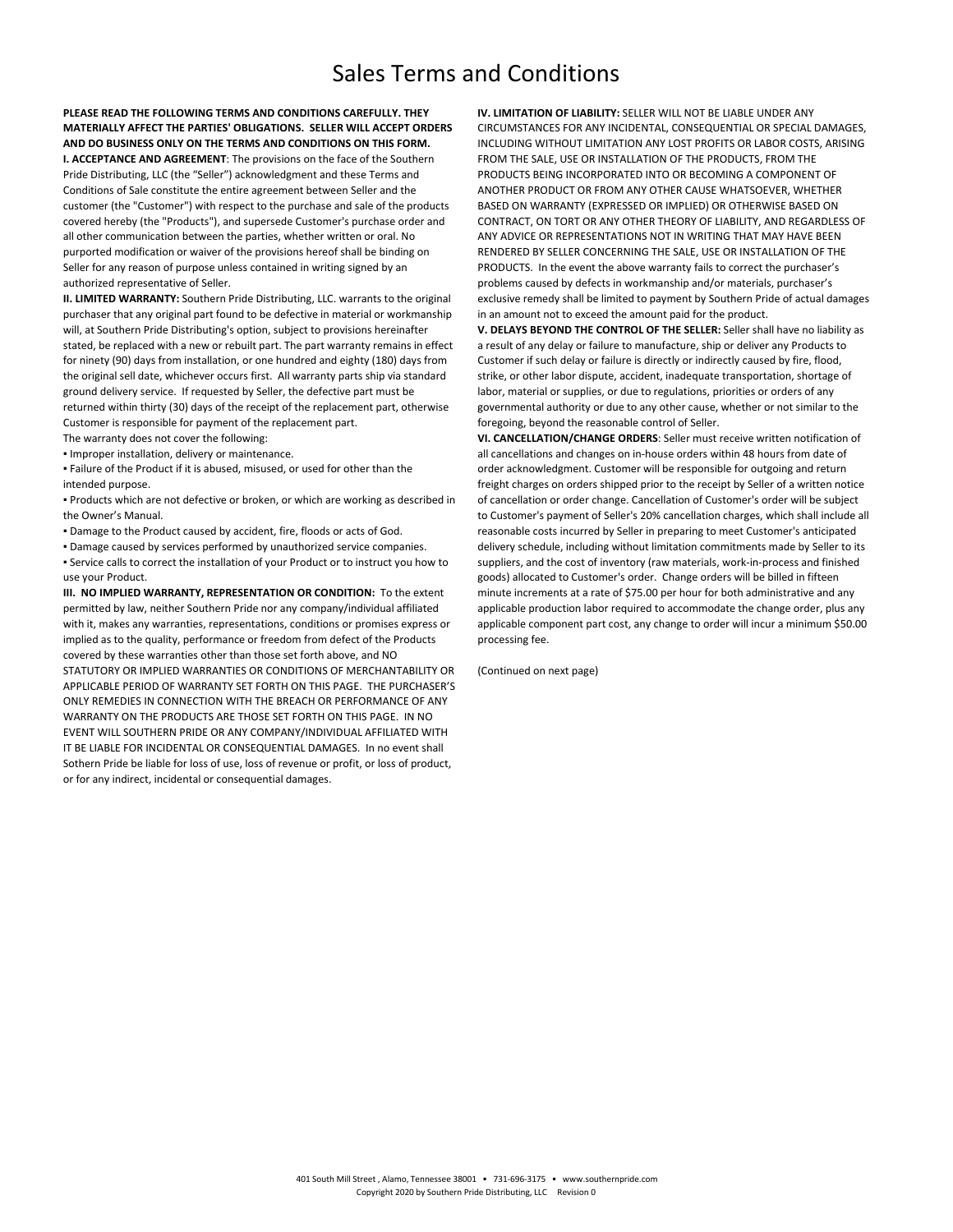# Sales Terms and Conditions

**PLEASE READ THE FOLLOWING TERMS AND CONDITIONS CAREFULLY. THEY MATERIALLY AFFECT THE PARTIES' OBLIGATIONS. SELLER WILL ACCEPT ORDERS AND DO BUSINESS ONLY ON THE TERMS AND CONDITIONS ON THIS FORM.**

**I. ACCEPTANCE AND AGREEMENT**: The provisions on the face of the Southern Pride Distributing, LLC (the "Seller") acknowledgment and these Terms and Conditions of Sale constitute the entire agreement between Seller and the customer (the "Customer") with respect to the purchase and sale of the products covered hereby (the "Products"), and supersede Customer's purchase order and all other communication between the parties, whether written or oral. No purported modification or waiver of the provisions hereof shall be binding on Seller for any reason of purpose unless contained in writing signed by an authorized representative of Seller.

**II. LIMITED WARRANTY:** Southern Pride Distributing, LLC. warrants to the original purchaser that any original part found to be defective in material or workmanship will, at Southern Pride Distributing's option, subject to provisions hereinafter stated, be replaced with a new or rebuilt part. The part warranty remains in effect for ninety (90) days from installation, or one hundred and eighty (180) days from the original sell date, whichever occurs first. All warranty parts ship via standard ground delivery service. If requested by Seller, the defective part must be returned within thirty (30) days of the receipt of the replacement part, otherwise Customer is responsible for payment of the replacement part.

The warranty does not cover the following:

- Improper installation, delivery or maintenance.
- Failure of the Product if it is abused, misused, or used for other than the intended purpose.
- Products which are not defective or broken, or which are working as described in the Owner's Manual.
- Damage to the Product caused by accident, fire, floods or acts of God.
- Damage caused by services performed by unauthorized service companies.
- Service calls to correct the installation of your Product or to instruct you how to use your Product.

**III. NO IMPLIED WARRANTY, REPRESENTATION OR CONDITION:** To the extent permitted by law, neither Southern Pride nor any company/individual affiliated with it, makes any warranties, representations, conditions or promises express or implied as to the quality, performance or freedom from defect of the Products covered by these warranties other than those set forth above, and NO STATUTORY OR IMPLIED WARRANTIES OR CONDITIONS OF MERCHANTABILITY OR APPLICABLE PERIOD OF WARRANTY SET FORTH ON THIS PAGE. THE PURCHASER'S ONLY REMEDIES IN CONNECTION WITH THE BREACH OR PERFORMANCE OF ANY WARRANTY ON THE PRODUCTS ARE THOSE SET FORTH ON THIS PAGE. IN NO EVENT WILL SOUTHERN PRIDE OR ANY COMPANY/INDIVIDUAL AFFILIATED WITH IT BE LIABLE FOR INCIDENTAL OR CONSEQUENTIAL DAMAGES. In no event shall Sothern Pride be liable for loss of use, loss of revenue or profit, or loss of product, or for any indirect, incidental or consequential damages.

**IV. LIMITATION OF LIABILITY:** SELLER WILL NOT BE LIABLE UNDER ANY CIRCUMSTANCES FOR ANY INCIDENTAL, CONSEQUENTIAL OR SPECIAL DAMAGES, INCLUDING WITHOUT LIMITATION ANY LOST PROFITS OR LABOR COSTS, ARISING FROM THE SALE, USE OR INSTALLATION OF THE PRODUCTS, FROM THE PRODUCTS BEING INCORPORATED INTO OR BECOMING A COMPONENT OF ANOTHER PRODUCT OR FROM ANY OTHER CAUSE WHATSOEVER, WHETHER BASED ON WARRANTY (EXPRESSED OR IMPLIED) OR OTHERWISE BASED ON CONTRACT, ON TORT OR ANY OTHER THEORY OF LIABILITY, AND REGARDLESS OF ANY ADVICE OR REPRESENTATIONS NOT IN WRITING THAT MAY HAVE BEEN RENDERED BY SELLER CONCERNING THE SALE, USE OR INSTALLATION OF THE PRODUCTS. In the event the above warranty fails to correct the purchaser's problems caused by defects in workmanship and/or materials, purchaser's exclusive remedy shall be limited to payment by Southern Pride of actual damages in an amount not to exceed the amount paid for the product.

**V. DELAYS BEYOND THE CONTROL OF THE SELLER:** Seller shall have no liability as a result of any delay or failure to manufacture, ship or deliver any Products to Customer if such delay or failure is directly or indirectly caused by fire, flood, strike, or other labor dispute, accident, inadequate transportation, shortage of labor, material or supplies, or due to regulations, priorities or orders of any governmental authority or due to any other cause, whether or not similar to the foregoing, beyond the reasonable control of Seller.

**VI. CANCELLATION/CHANGE ORDERS**: Seller must receive written notification of all cancellations and changes on in-house orders within 48 hours from date of order acknowledgment. Customer will be responsible for outgoing and return freight charges on orders shipped prior to the receipt by Seller of a written notice of cancellation or order change. Cancellation of Customer's order will be subject to Customer's payment of Seller's 20% cancellation charges, which shall include all reasonable costs incurred by Seller in preparing to meet Customer's anticipated delivery schedule, including without limitation commitments made by Seller to its suppliers, and the cost of inventory (raw materials, work-in-process and finished goods) allocated to Customer's order. Change orders will be billed in fifteen minute increments at a rate of $75.00 per hour for both administrative and any applicable production labor required to accommodate the change order, plus any applicable component part cost, any change to order will incur a minimum $50.00 processing fee.

(Continued on next page)

401 South Mill Street , Alamo, Tennessee 38001 • 731-696-3175 • www.southernpride.com
Copyright 2020 by Southern Pride Distributing, LLC Revision 0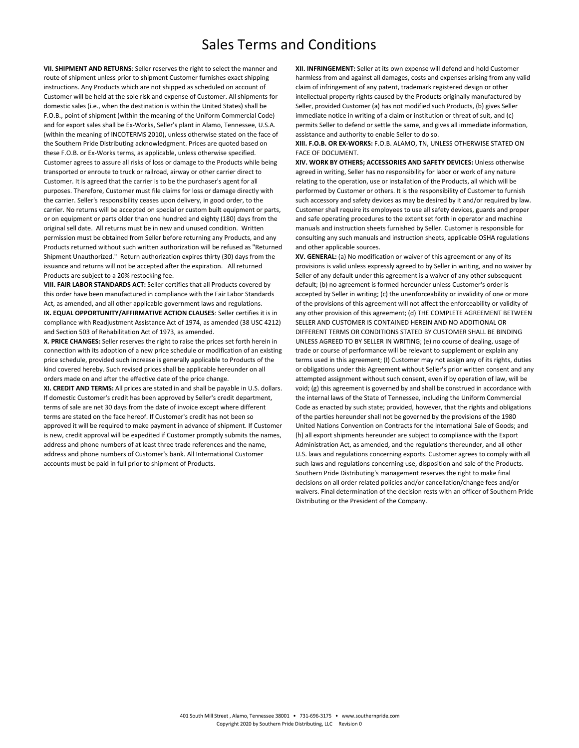# Sales Terms and Conditions

**VII. SHIPMENT AND RETURNS**: Seller reserves the right to select the manner and route of shipment unless prior to shipment Customer furnishes exact shipping instructions. Any Products which are not shipped as scheduled on account of Customer will be held at the sole risk and expense of Customer. All shipments for domestic sales (i.e., when the destination is within the United States) shall be F.O.B., point of shipment (within the meaning of the Uniform Commercial Code) and for export sales shall be Ex-Works, Seller's plant in Alamo, Tennessee, U.S.A. (within the meaning of INCOTERMS 2010), unless otherwise stated on the face of the Southern Pride Distributing acknowledgment. Prices are quoted based on these F.O.B. or Ex-Works terms, as applicable, unless otherwise specified. Customer agrees to assure all risks of loss or damage to the Products while being transported or enroute to truck or railroad, airway or other carrier direct to Customer. It is agreed that the carrier is to be the purchaser's agent for all purposes. Therefore, Customer must file claims for loss or damage directly with the carrier. Seller's responsibility ceases upon delivery, in good order, to the carrier. No returns will be accepted on special or custom built equipment or parts, or on equipment or parts older than one hundred and eighty (180) days from the original sell date. All returns must be in new and unused condition. Written permission must be obtained from Seller before returning any Products, and any Products returned without such written authorization will be refused as "Returned Shipment Unauthorized." Return authorization expires thirty (30) days from the issuance and returns will not be accepted after the expiration. All returned Products are subject to a 20% restocking fee.

**VIII. FAIR LABOR STANDARDS ACT:** Seller certifies that all Products covered by this order have been manufactured in compliance with the Fair Labor Standards Act, as amended, and all other applicable government laws and regulations.

**IX. EQUAL OPPORTUNITY/AFFIRMATIVE ACTION CLAUSES**: Seller certifies it is in compliance with Readjustment Assistance Act of 1974, as amended (38 USC 4212) and Section 503 of Rehabilitation Act of 1973, as amended.

**X. PRICE CHANGES:** Seller reserves the right to raise the prices set forth herein in connection with its adoption of a new price schedule or modification of an existing price schedule, provided such increase is generally applicable to Products of the kind covered hereby. Such revised prices shall be applicable hereunder on all orders made on and after the effective date of the price change.

**XI. CREDIT AND TERMS:** All prices are stated in and shall be payable in U.S. dollars. If domestic Customer's credit has been approved by Seller's credit department, terms of sale are net 30 days from the date of invoice except where different terms are stated on the face hereof. If Customer's credit has not been so approved it will be required to make payment in advance of shipment. If Customer is new, credit approval will be expedited if Customer promptly submits the names, address and phone numbers of at least three trade references and the name, address and phone numbers of Customer's bank. All International Customer accounts must be paid in full prior to shipment of Products.

**XII. INFRINGEMENT:** Seller at its own expense will defend and hold Customer harmless from and against all damages, costs and expenses arising from any valid claim of infringement of any patent, trademark registered design or other intellectual property rights caused by the Products originally manufactured by Seller, provided Customer (a) has not modified such Products, (b) gives Seller immediate notice in writing of a claim or institution or threat of suit, and (c) permits Seller to defend or settle the same, and gives all immediate information, assistance and authority to enable Seller to do so.

**XIII. F.O.B. OR EX-WORKS:** F.O.B. ALAMO, TN, UNLESS OTHERWISE STATED ON FACE OF DOCUMENT.

**XIV. WORK BY OTHERS; ACCESSORIES AND SAFETY DEVICES:** Unless otherwise agreed in writing, Seller has no responsibility for labor or work of any nature relating to the operation, use or installation of the Products, all which will be performed by Customer or others. It is the responsibility of Customer to furnish such accessory and safety devices as may be desired by it and/or required by law. Customer shall require its employees to use all safety devices, guards and proper and safe operating procedures to the extent set forth in operator and machine manuals and instruction sheets furnished by Seller. Customer is responsible for consulting any such manuals and instruction sheets, applicable OSHA regulations and other applicable sources.

**XV. GENERAL:** (a) No modification or waiver of this agreement or any of its provisions is valid unless expressly agreed to by Seller in writing, and no waiver by Seller of any default under this agreement is a waiver of any other subsequent default; (b) no agreement is formed hereunder unless Customer's order is accepted by Seller in writing; (c) the unenforceability or invalidity of one or more of the provisions of this agreement will not affect the enforceability or validity of any other provision of this agreement; (d) THE COMPLETE AGREEMENT BETWEEN SELLER AND CUSTOMER IS CONTAINED HEREIN AND NO ADDITIONAL OR DIFFERENT TERMS OR CONDITIONS STATED BY CUSTOMER SHALL BE BINDING UNLESS AGREED TO BY SELLER IN WRITING; (e) no course of dealing, usage of trade or course of performance will be relevant to supplement or explain any terms used in this agreement; (I) Customer may not assign any of its rights, duties or obligations under this Agreement without Seller's prior written consent and any attempted assignment without such consent, even if by operation of law, will be void; (g) this agreement is governed by and shall be construed in accordance with the internal laws of the State of Tennessee, including the Uniform Commercial Code as enacted by such state; provided, however, that the rights and obligations of the parties hereunder shall not be governed by the provisions of the 1980 United Nations Convention on Contracts for the International Sale of Goods; and (h) all export shipments hereunder are subject to compliance with the Export Administration Act, as amended, and the regulations thereunder, and all other U.S. laws and regulations concerning exports. Customer agrees to comply with all such laws and regulations concerning use, disposition and sale of the Products. Southern Pride Distributing's management reserves the right to make final decisions on all order related policies and/or cancellation/change fees and/or waivers. Final determination of the decision rests with an officer of Southern Pride Distributing or the President of the Company.

401 South Mill Street , Alamo, Tennessee 38001 • 731-696-3175 • www.southernpride.com
Copyright 2020 by Southern Pride Distributing, LLC Revision 0